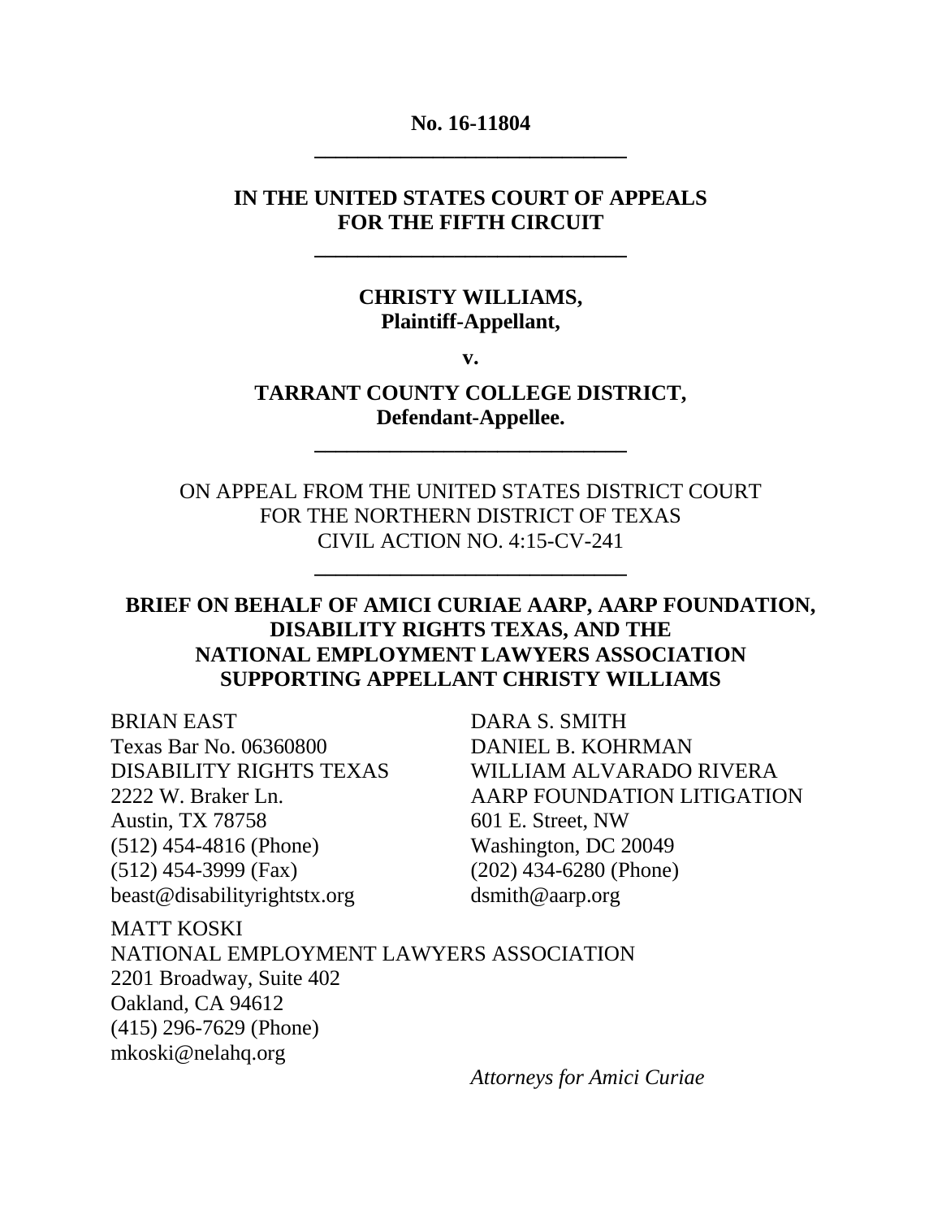**No. 16-11804**

---

**IN THE UNITED STATES COURT OF APPEALS**
**FOR THE FIFTH CIRCUIT**

---

**CHRISTY WILLIAMS,**
**Plaintiff-Appellant,**

**v.**

**TARRANT COUNTY COLLEGE DISTRICT,**
**Defendant-Appellee.**

---

ON APPEAL FROM THE UNITED STATES DISTRICT COURT
FOR THE NORTHERN DISTRICT OF TEXAS
CIVIL ACTION NO. 4:15-CV-241

---

**BRIEF ON BEHALF OF AMICI CURIAE AARP, AARP FOUNDATION, DISABILITY RIGHTS TEXAS, AND THE NATIONAL EMPLOYMENT LAWYERS ASSOCIATION SUPPORTING APPELLANT CHRISTY WILLIAMS**

BRIAN EAST
Texas Bar No. 06360800
DISABILITY RIGHTS TEXAS
2222 W. Braker Ln.
Austin, TX 78758
(512) 454-4816 (Phone)
(512) 454-3999 (Fax)
beast@disabilityrightstx.org

DARA S. SMITH
DANIEL B. KOHRMAN
WILLIAM ALVARADO RIVERA
AARP FOUNDATION LITIGATION
601 E. Street, NW
Washington, DC 20049
(202) 434-6280 (Phone)
dsmith@aarp.org

MATT KOSKI
NATIONAL EMPLOYMENT LAWYERS ASSOCIATION
2201 Broadway, Suite 402
Oakland, CA 94612
(415) 296-7629 (Phone)
mkoski@nelahq.org

*Attorneys for Amici Curiae*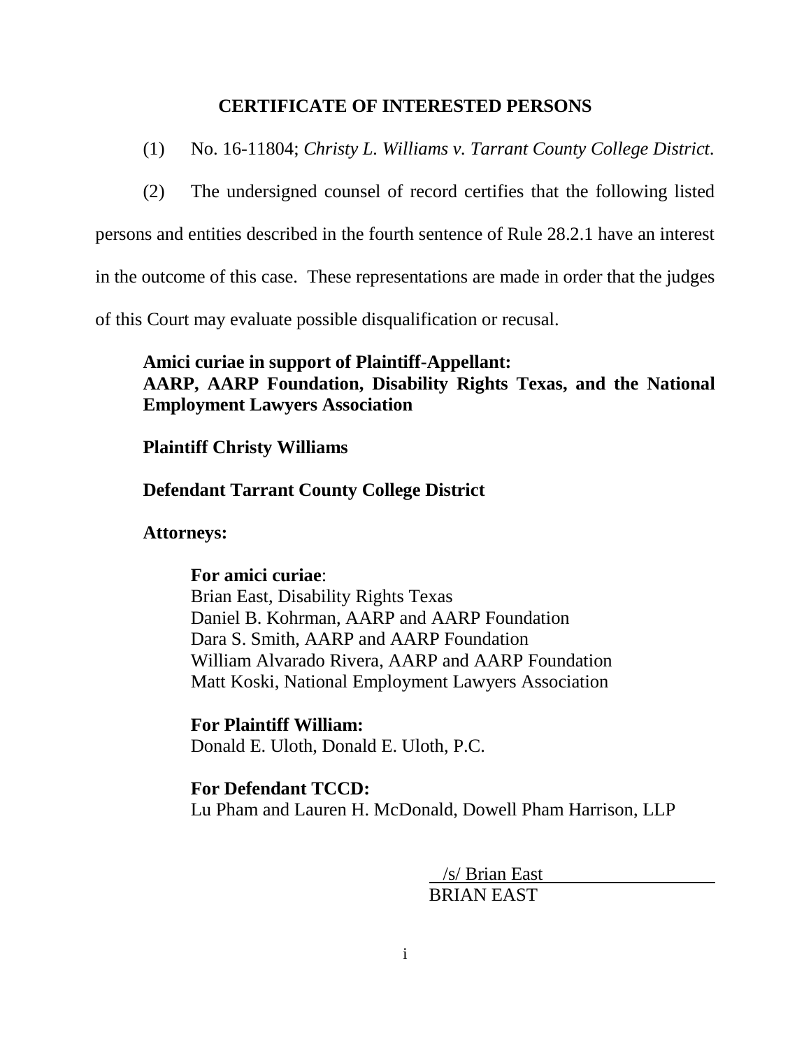## CERTIFICATE OF INTERESTED PERSONS

(1) No. 16-11804; *Christy L. Williams v. Tarrant County College District*.

(2) The undersigned counsel of record certifies that the following listed persons and entities described in the fourth sentence of Rule 28.2.1 have an interest in the outcome of this case. These representations are made in order that the judges of this Court may evaluate possible disqualification or recusal.

**Amici curiae in support of Plaintiff-Appellant:**
**AARP, AARP Foundation, Disability Rights Texas, and the National Employment Lawyers Association**

**Plaintiff Christy Williams**

**Defendant Tarrant County College District**

**Attorneys:**

**For amici curiae**:
Brian East, Disability Rights Texas
Daniel B. Kohrman, AARP and AARP Foundation
Dara S. Smith, AARP and AARP Foundation
William Alvarado Rivera, AARP and AARP Foundation
Matt Koski, National Employment Lawyers Association

**For Plaintiff William:**
Donald E. Uloth, Donald E. Uloth, P.C.

**For Defendant TCCD:**
Lu Pham and Lauren H. McDonald, Dowell Pham Harrison, LLP

/s/ Brian East
BRIAN EAST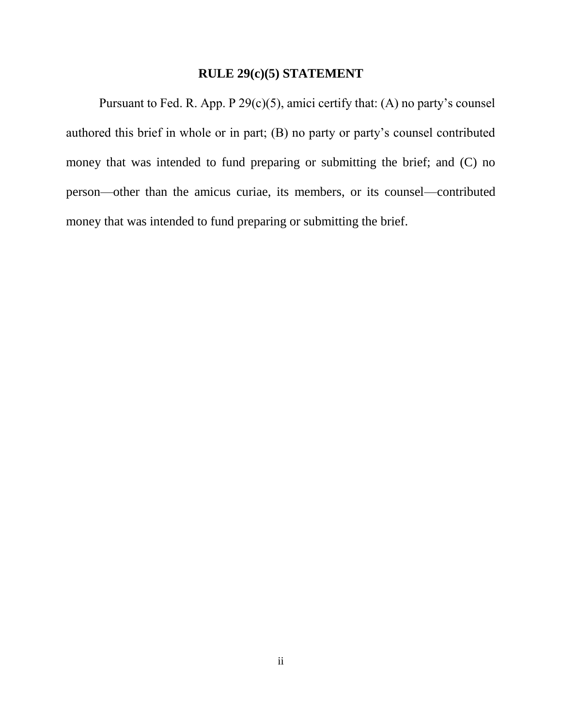## RULE 29(c)(5) STATEMENT

Pursuant to Fed. R. App. P 29(c)(5), amici certify that: (A) no party's counsel authored this brief in whole or in part; (B) no party or party's counsel contributed money that was intended to fund preparing or submitting the brief; and (C) no person—other than the amicus curiae, its members, or its counsel—contributed money that was intended to fund preparing or submitting the brief.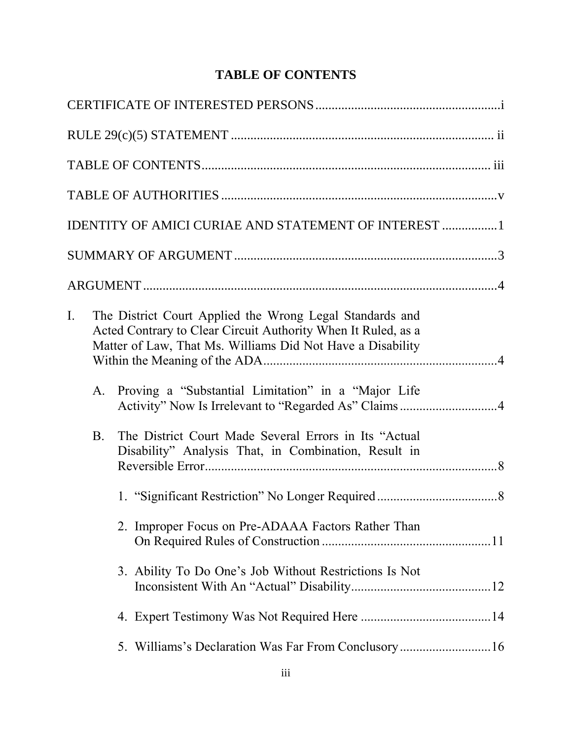# TABLE OF CONTENTS

CERTIFICATE OF INTERESTED PERSONS ........................................................i

RULE 29(c)(5) STATEMENT ................................................................................ ii

TABLE OF CONTENTS........................................................................................ iii

TABLE OF AUTHORITIES ....................................................................................v

IDENTITY OF AMICI CURIAE AND STATEMENT OF INTEREST ................1

SUMMARY OF ARGUMENT ................................................................................3

ARGUMENT ............................................................................................................4

I. The District Court Applied the Wrong Legal Standards and Acted Contrary to Clear Circuit Authority When It Ruled, as a Matter of Law, That Ms. Williams Did Not Have a Disability Within the Meaning of the ADA.......................................................................4

   A. Proving a "Substantial Limitation" in a "Major Life Activity" Now Is Irrelevant to "Regarded As" Claims .............................4

   B. The District Court Made Several Errors in Its "Actual Disability" Analysis That, in Combination, Result in Reversible Error..........................................................................................8

      1. "Significant Restriction" No Longer Required .....................................8

      2. Improper Focus on Pre-ADAAA Factors Rather Than On Required Rules of Construction ...................................................11

      3. Ability To Do One's Job Without Restrictions Is Not Inconsistent With An "Actual" Disability...........................................12

      4. Expert Testimony Was Not Required Here ........................................14

      5. Williams's Declaration Was Far From Conclusory............................16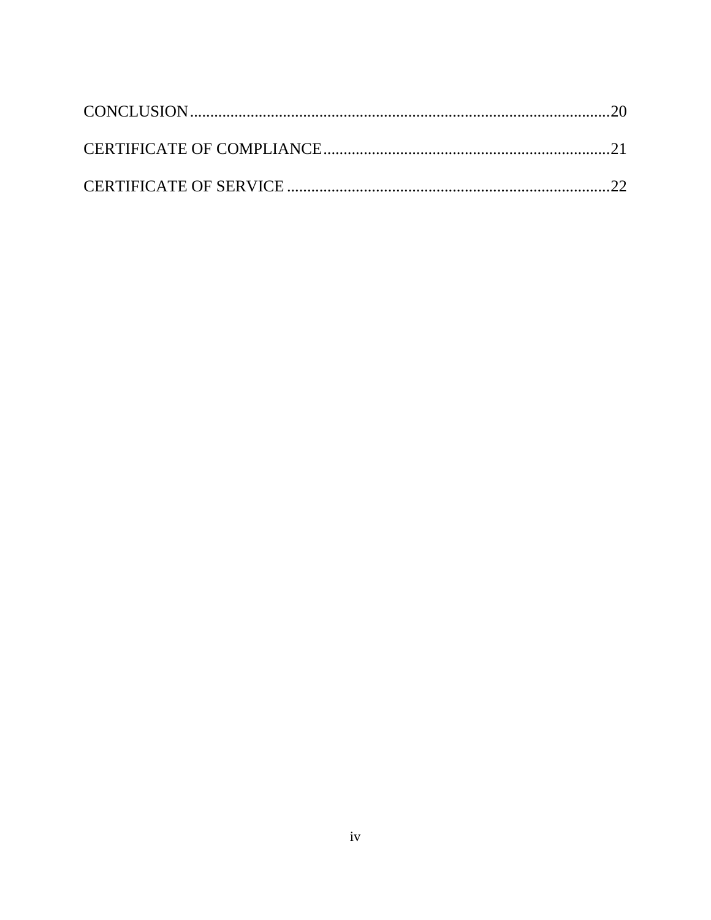CONCLUSION....................................................................................................20

CERTIFICATE OF COMPLIANCE.......................................................................21

CERTIFICATE OF SERVICE ..............................................................................22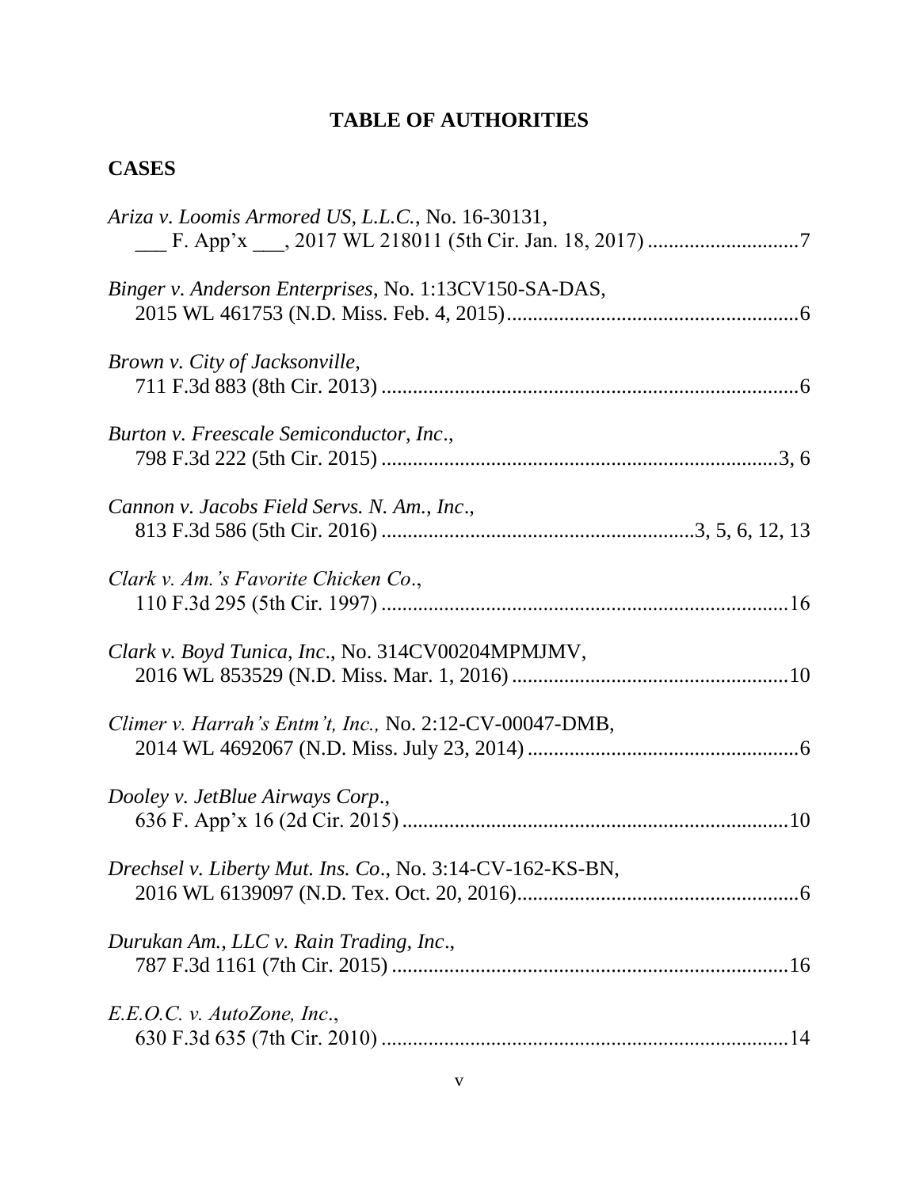# TABLE OF AUTHORITIES

## CASES

*Ariza v. Loomis Armored US, L.L.C.*, No. 16-30131,
___ F. App'x ___, 2017 WL 218011 (5th Cir. Jan. 18, 2017) ............................7

*Binger v. Anderson Enterprises*, No. 1:13CV150-SA-DAS,
2015 WL 461753 (N.D. Miss. Feb. 4, 2015).......................................................6

*Brown v. City of Jacksonville*,
711 F.3d 883 (8th Cir. 2013) ..............................................................................6

*Burton v. Freescale Semiconductor, Inc*.,
798 F.3d 222 (5th Cir. 2015) ...........................................................................3, 6

*Cannon v. Jacobs Field Servs. N. Am., Inc*.,
813 F.3d 586 (5th Cir. 2016) ............................................................3, 5, 6, 12, 13

*Clark v. Am.'s Favorite Chicken Co*.,
110 F.3d 295 (5th Cir. 1997) .............................................................................16

*Clark v. Boyd Tunica, Inc*., No. 314CV00204MPMJMV,
2016 WL 853529 (N.D. Miss. Mar. 1, 2016) .....................................................10

*Climer v. Harrah's Entm't, Inc.,* No. 2:12-CV-00047-DMB,
2014 WL 4692067 (N.D. Miss. July 23, 2014) ....................................................6

*Dooley v. JetBlue Airways Corp*.,
636 F. App'x 16 (2d Cir. 2015) .........................................................................10

*Drechsel v. Liberty Mut. Ins. Co*., No. 3:14-CV-162-KS-BN,
2016 WL 6139097 (N.D. Tex. Oct. 20, 2016).....................................................6

*Durukan Am., LLC v. Rain Trading, Inc*.,
787 F.3d 1161 (7th Cir. 2015) ...........................................................................16

*E.E.O.C. v. AutoZone, Inc*.,
630 F.3d 635 (7th Cir. 2010) .............................................................................14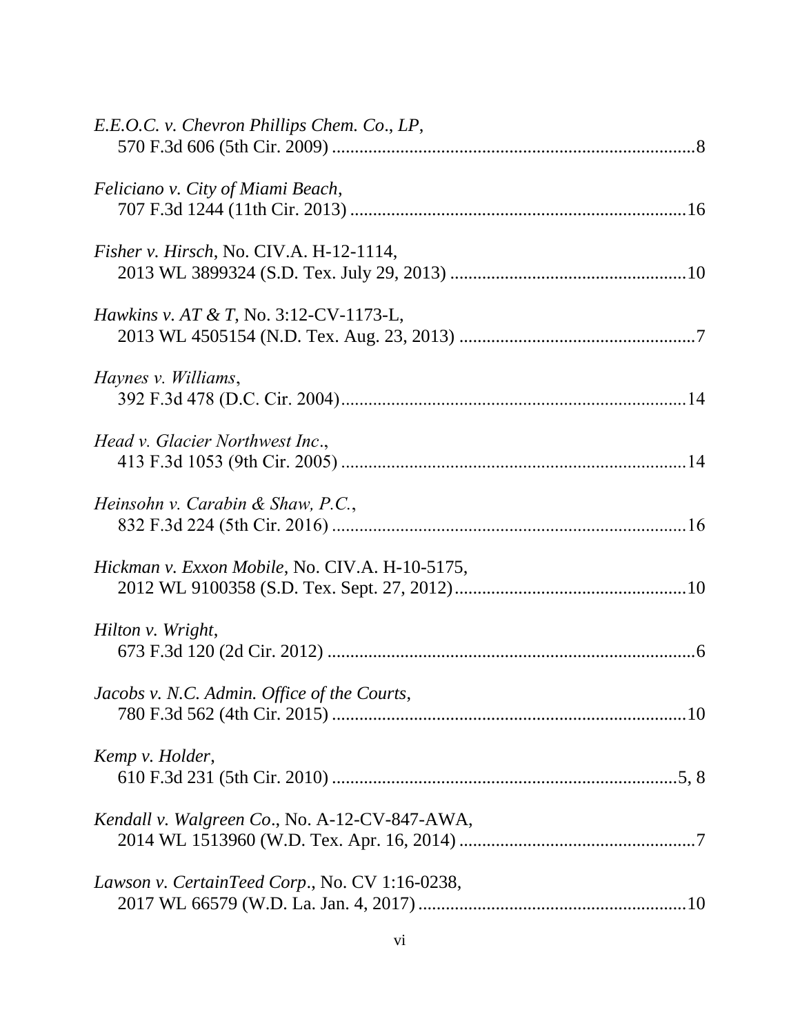*E.E.O.C. v. Chevron Phillips Chem. Co*., *LP*,
570 F.3d 606 (5th Cir. 2009) ................................................................................8

*Feliciano v. City of Miami Beach*,
707 F.3d 1244 (11th Cir. 2013) ..........................................................................16

*Fisher v. Hirsch*, No. CIV.A. H-12-1114,
2013 WL 3899324 (S.D. Tex. July 29, 2013) ....................................................10

*Hawkins v. AT & T*, No. 3:12-CV-1173-L,
2013 WL 4505154 (N.D. Tex. Aug. 23, 2013) ....................................................7

*Haynes v. Williams*,
392 F.3d 478 (D.C. Cir. 2004)............................................................................14

*Head v. Glacier Northwest Inc*.,
413 F.3d 1053 (9th Cir. 2005) ............................................................................14

*Heinsohn v. Carabin & Shaw, P.C.*,
832 F.3d 224 (5th Cir. 2016) ..............................................................................16

*Hickman v. Exxon Mobile*, No. CIV.A. H-10-5175,
2012 WL 9100358 (S.D. Tex. Sept. 27, 2012)...................................................10

*Hilton v. Wright*,
673 F.3d 120 (2d Cir. 2012) .................................................................................6

*Jacobs v. N.C. Admin. Office of the Courts*,
780 F.3d 562 (4th Cir. 2015) ..............................................................................10

*Kemp v. Holder*,
610 F.3d 231 (5th Cir. 2010) ............................................................................5, 8

*Kendall v. Walgreen Co*., No. A-12-CV-847-AWA,
2014 WL 1513960 (W.D. Tex. Apr. 16, 2014) ....................................................7

*Lawson v. CertainTeed Corp*., No. CV 1:16-0238,
2017 WL 66579 (W.D. La. Jan. 4, 2017) ...........................................................10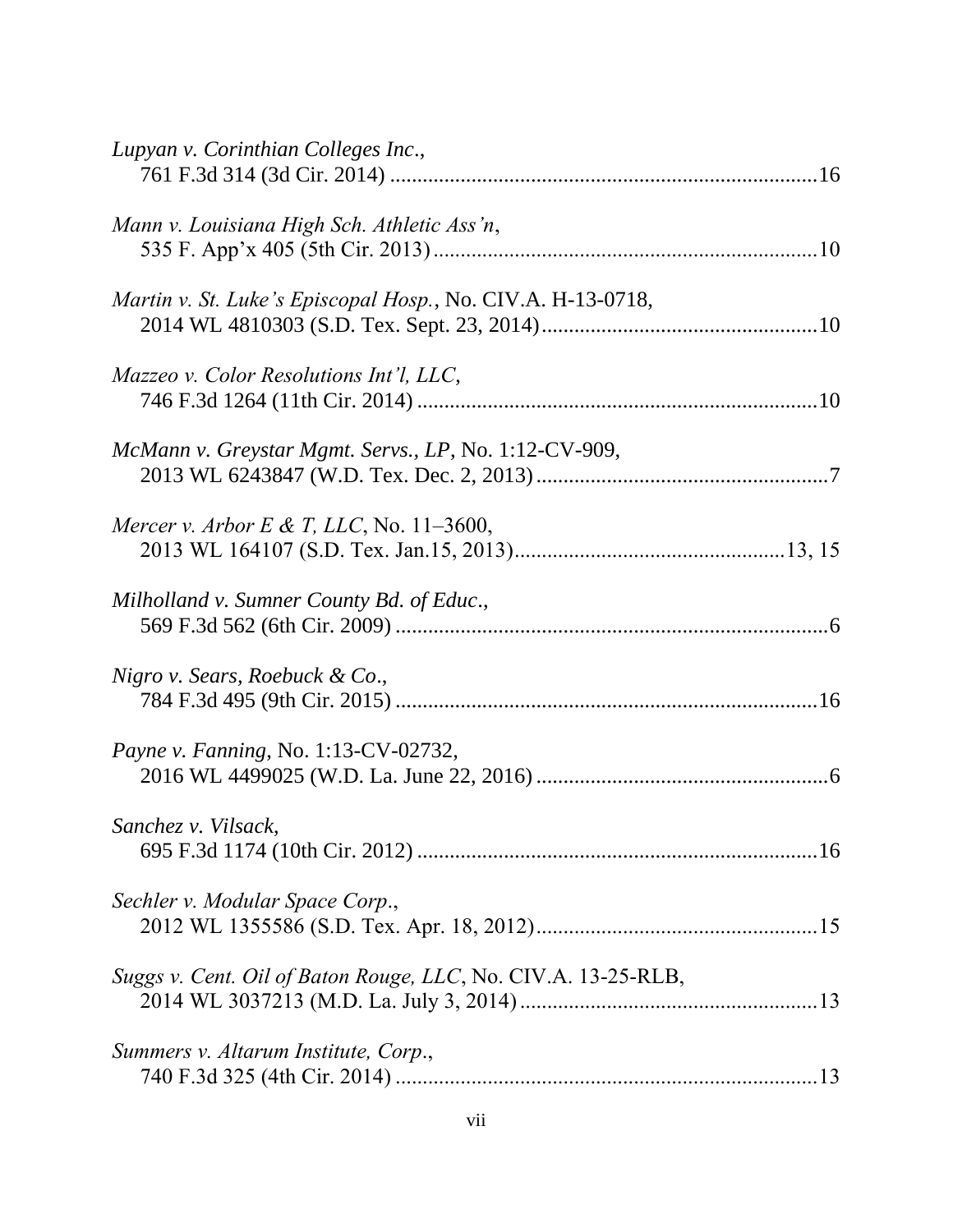*Lupyan v. Corinthian Colleges Inc.*,
761 F.3d 314 (3d Cir. 2014) ..............................................................................16

*Mann v. Louisiana High Sch. Athletic Ass'n*,
535 F. App'x 405 (5th Cir. 2013) .......................................................................10

*Martin v. St. Luke's Episcopal Hosp.*, No. CIV.A. H-13-0718,
2014 WL 4810303 (S.D. Tex. Sept. 23, 2014)...................................................10

*Mazzeo v. Color Resolutions Int'l, LLC*,
746 F.3d 1264 (11th Cir. 2014) ..........................................................................10

*McMann v. Greystar Mgmt. Servs., LP*, No. 1:12-CV-909,
2013 WL 6243847 (W.D. Tex. Dec. 2, 2013) ......................................................7

*Mercer v. Arbor E & T, LLC*, No. 11–3600,
2013 WL 164107 (S.D. Tex. Jan.15, 2013)..................................................13, 15

*Milholland v. Sumner County Bd. of Educ*.,
569 F.3d 562 (6th Cir. 2009) ................................................................................6

*Nigro v. Sears, Roebuck & Co*.,
784 F.3d 495 (9th Cir. 2015) ..............................................................................16

*Payne v. Fanning*, No. 1:13-CV-02732,
2016 WL 4499025 (W.D. La. June 22, 2016) ......................................................6

*Sanchez v. Vilsack*,
695 F.3d 1174 (10th Cir. 2012) ..........................................................................16

*Sechler v. Modular Space Corp*.,
2012 WL 1355586 (S.D. Tex. Apr. 18, 2012)....................................................15

*Suggs v. Cent. Oil of Baton Rouge, LLC*, No. CIV.A. 13-25-RLB,
2014 WL 3037213 (M.D. La. July 3, 2014) .......................................................13

*Summers v. Altarum Institute, Corp*.,
740 F.3d 325 (4th Cir. 2014) ..............................................................................13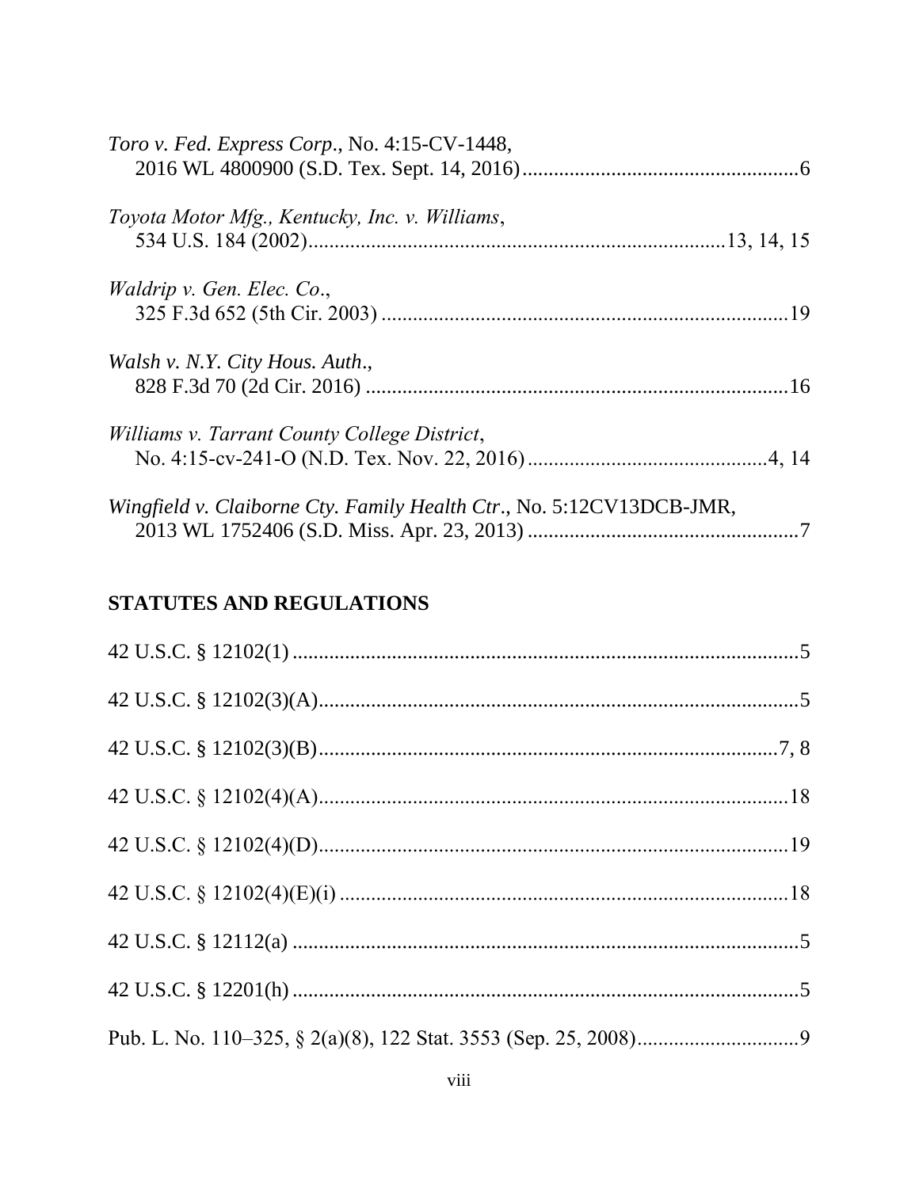*Toro v. Fed. Express Corp.*, No. 4:15-CV-1448, 2016 WL 4800900 (S.D. Tex. Sept. 14, 2016) ..................................................... 6

*Toyota Motor Mfg., Kentucky, Inc. v. Williams*, 534 U.S. 184 (2002) ............................................................................. 13, 14, 15

*Waldrip v. Gen. Elec. Co.*, 325 F.3d 652 (5th Cir. 2003) ............................................................................. 19

*Walsh v. N.Y. City Hous. Auth.*, 828 F.3d 70 (2d Cir. 2016) ............................................................................. 16

*Williams v. Tarrant County College District*, No. 4:15-cv-241-O (N.D. Tex. Nov. 22, 2016) ............................................. 4, 14

*Wingfield v. Claiborne Cty. Family Health Ctr.*, No. 5:12CV13DCB-JMR, 2013 WL 1752406 (S.D. Miss. Apr. 23, 2013) ................................................... 7

## STATUTES AND REGULATIONS

42 U.S.C. § 12102(1) ............................................................................................. 5

42 U.S.C. § 12102(3)(A) ......................................................................................... 5

42 U.S.C. § 12102(3)(B) ...................................................................................... 7, 8

42 U.S.C. § 12102(4)(A) ....................................................................................... 18

42 U.S.C. § 12102(4)(D) ....................................................................................... 19

42 U.S.C. § 12102(4)(E)(i) .................................................................................... 18

42 U.S.C. § 12112(a) .............................................................................................. 5

42 U.S.C. § 12201(h) .............................................................................................. 5

Pub. L. No. 110–325, § 2(a)(8), 122 Stat. 3553 (Sep. 25, 2008) .............................. 9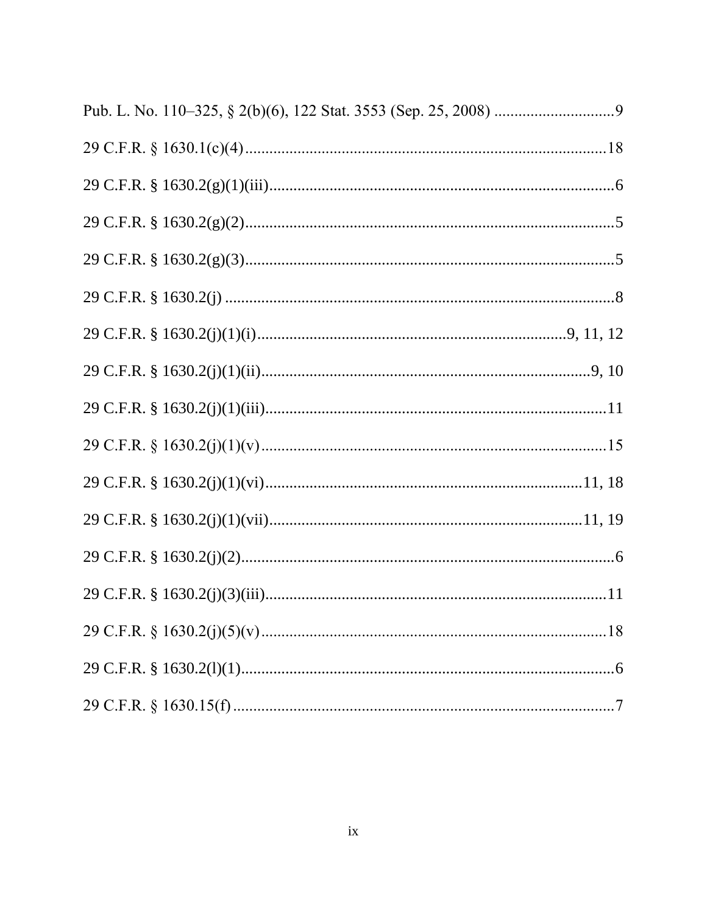Pub. L. No. 110–325, § 2(b)(6), 122 Stat. 3553 (Sep. 25, 2008) ..............................9

29 C.F.R. § 1630.1(c)(4) .........................................................................................18

29 C.F.R. § 1630.2(g)(1)(iii).....................................................................................6

29 C.F.R. § 1630.2(g)(2)...........................................................................................5

29 C.F.R. § 1630.2(g)(3)...........................................................................................5

29 C.F.R. § 1630.2(j) ................................................................................................8

29 C.F.R. § 1630.2(j)(1)(i)..........................................................................9, 11, 12

29 C.F.R. § 1630.2(j)(1)(ii)..................................................................................9, 10

29 C.F.R. § 1630.2(j)(1)(iii).....................................................................................11

29 C.F.R. § 1630.2(j)(1)(v) ......................................................................................15

29 C.F.R. § 1630.2(j)(1)(vi)...............................................................................11, 18

29 C.F.R. § 1630.2(j)(1)(vii)..............................................................................11, 19

29 C.F.R. § 1630.2(j)(2).............................................................................................6

29 C.F.R. § 1630.2(j)(3)(iii).....................................................................................11

29 C.F.R. § 1630.2(j)(5)(v) ......................................................................................18

29 C.F.R. § 1630.2(l)(1).............................................................................................6

29 C.F.R. § 1630.15(f) ...............................................................................................7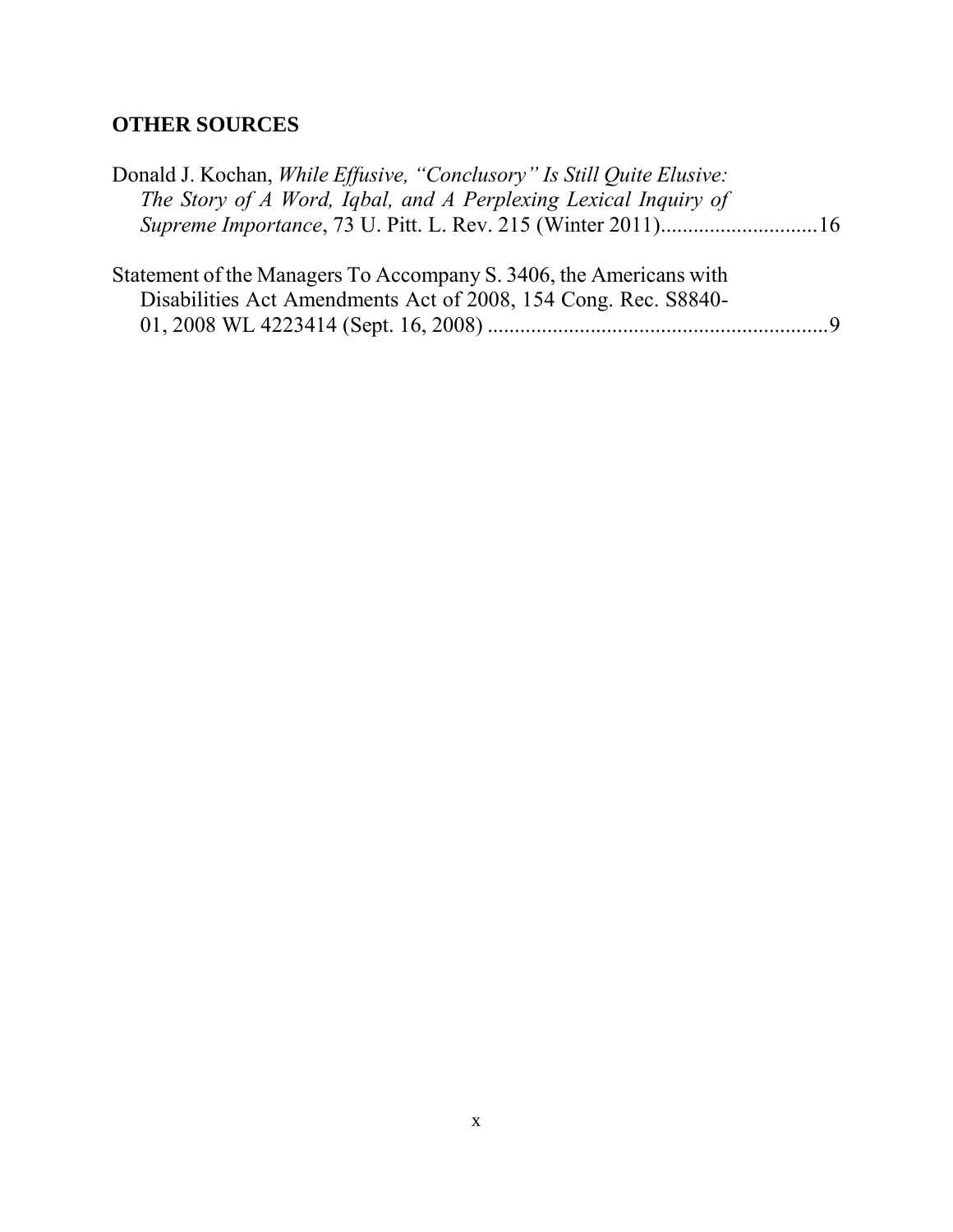## OTHER SOURCES

Donald J. Kochan, *While Effusive, "Conclusory" Is Still Quite Elusive: The Story of A Word, Iqbal, and A Perplexing Lexical Inquiry of Supreme Importance*, 73 U. Pitt. L. Rev. 215 (Winter 2011)............................16

Statement of the Managers To Accompany S. 3406, the Americans with Disabilities Act Amendments Act of 2008, 154 Cong. Rec. S8840-01, 2008 WL 4223414 (Sept. 16, 2008) ..............................................................9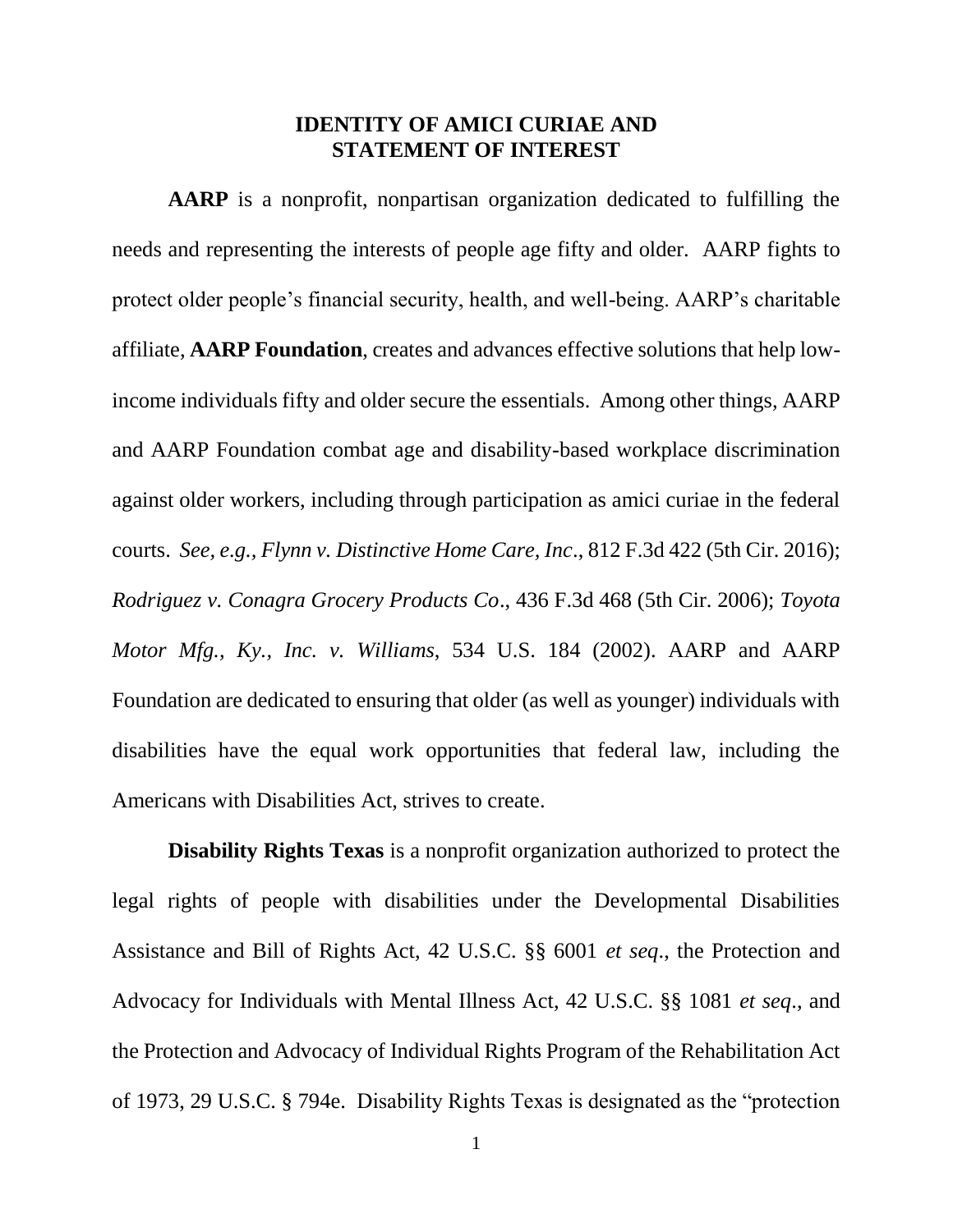## IDENTITY OF AMICI CURIAE AND STATEMENT OF INTEREST

**AARP** is a nonprofit, nonpartisan organization dedicated to fulfilling the needs and representing the interests of people age fifty and older. AARP fights to protect older people's financial security, health, and well-being. AARP's charitable affiliate, **AARP Foundation**, creates and advances effective solutions that help low-income individuals fifty and older secure the essentials. Among other things, AARP and AARP Foundation combat age and disability-based workplace discrimination against older workers, including through participation as amici curiae in the federal courts. *See, e.g., Flynn v. Distinctive Home Care, Inc*., 812 F.3d 422 (5th Cir. 2016); *Rodriguez v. Conagra Grocery Products Co*., 436 F.3d 468 (5th Cir. 2006); *Toyota Motor Mfg., Ky., Inc. v. Williams*, 534 U.S. 184 (2002). AARP and AARP Foundation are dedicated to ensuring that older (as well as younger) individuals with disabilities have the equal work opportunities that federal law, including the Americans with Disabilities Act, strives to create.

**Disability Rights Texas** is a nonprofit organization authorized to protect the legal rights of people with disabilities under the Developmental Disabilities Assistance and Bill of Rights Act, 42 U.S.C. §§ 6001 *et seq*., the Protection and Advocacy for Individuals with Mental Illness Act, 42 U.S.C. §§ 1081 *et seq*., and the Protection and Advocacy of Individual Rights Program of the Rehabilitation Act of 1973, 29 U.S.C. § 794e. Disability Rights Texas is designated as the "protection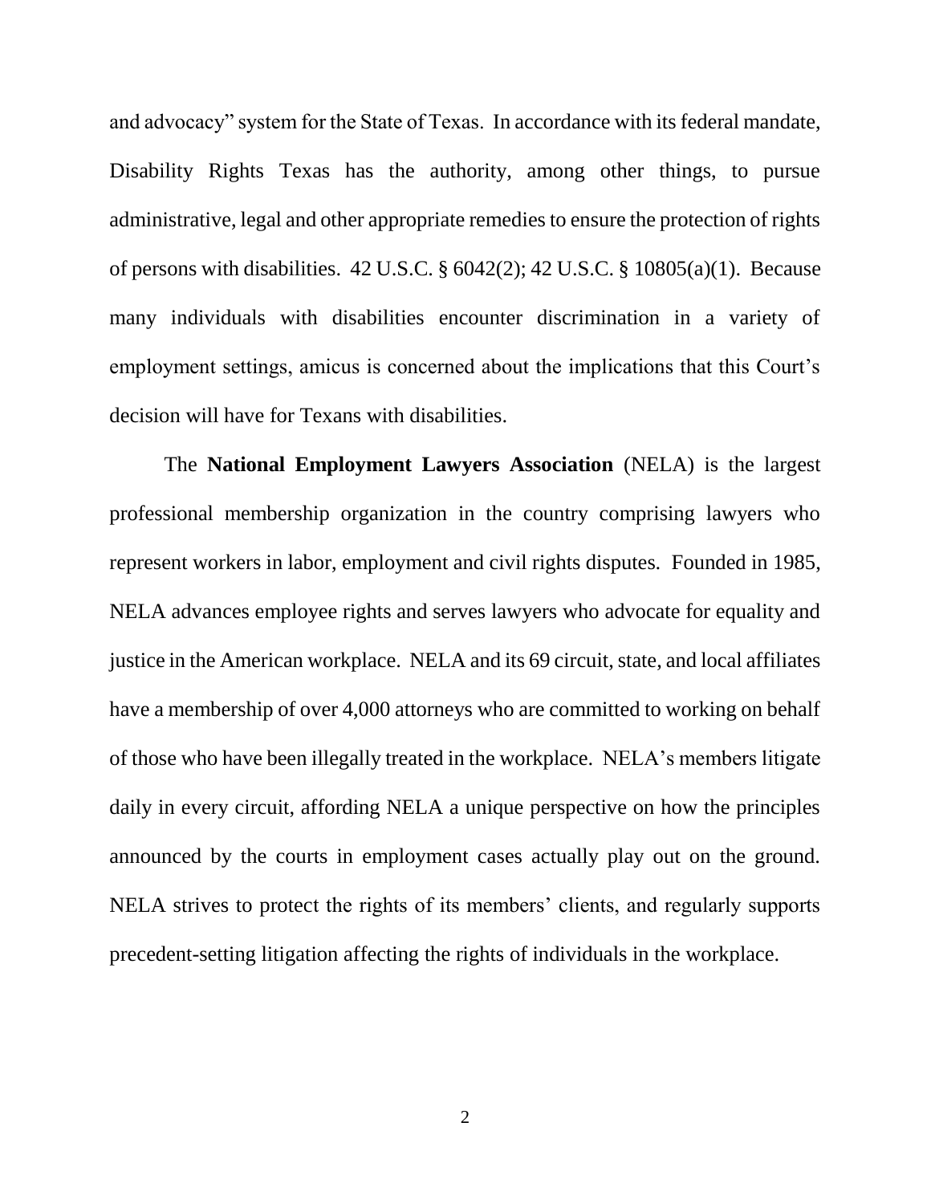and advocacy" system for the State of Texas. In accordance with its federal mandate, Disability Rights Texas has the authority, among other things, to pursue administrative, legal and other appropriate remedies to ensure the protection of rights of persons with disabilities. 42 U.S.C. § 6042(2); 42 U.S.C. § 10805(a)(1). Because many individuals with disabilities encounter discrimination in a variety of employment settings, amicus is concerned about the implications that this Court's decision will have for Texans with disabilities.

The **National Employment Lawyers Association** (NELA) is the largest professional membership organization in the country comprising lawyers who represent workers in labor, employment and civil rights disputes. Founded in 1985, NELA advances employee rights and serves lawyers who advocate for equality and justice in the American workplace. NELA and its 69 circuit, state, and local affiliates have a membership of over 4,000 attorneys who are committed to working on behalf of those who have been illegally treated in the workplace. NELA's members litigate daily in every circuit, affording NELA a unique perspective on how the principles announced by the courts in employment cases actually play out on the ground. NELA strives to protect the rights of its members' clients, and regularly supports precedent-setting litigation affecting the rights of individuals in the workplace.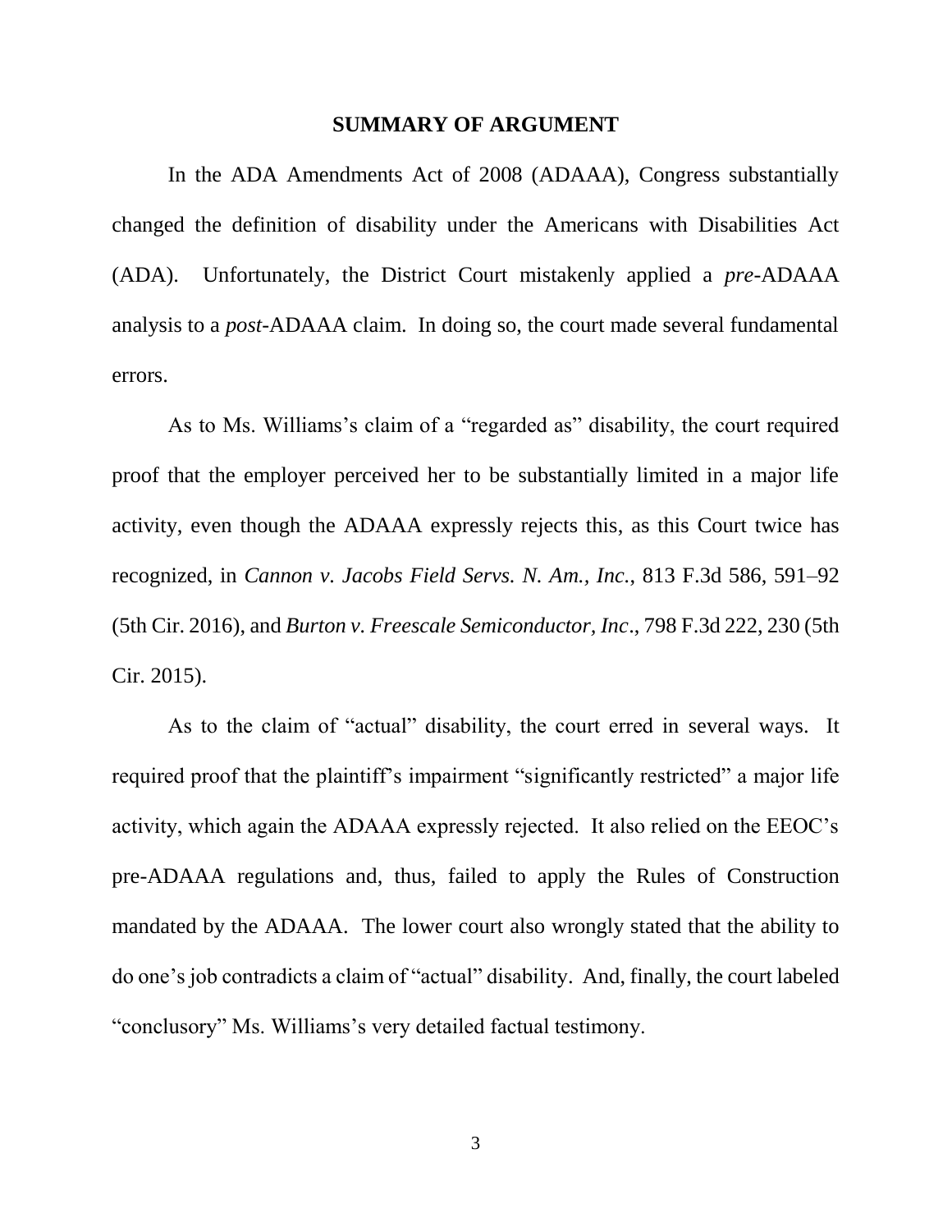## SUMMARY OF ARGUMENT

In the ADA Amendments Act of 2008 (ADAAA), Congress substantially changed the definition of disability under the Americans with Disabilities Act (ADA). Unfortunately, the District Court mistakenly applied a *pre*-ADAAA analysis to a *post*-ADAAA claim. In doing so, the court made several fundamental errors.

As to Ms. Williams's claim of a "regarded as" disability, the court required proof that the employer perceived her to be substantially limited in a major life activity, even though the ADAAA expressly rejects this, as this Court twice has recognized, in *Cannon v. Jacobs Field Servs. N. Am., Inc.*, 813 F.3d 586, 591–92 (5th Cir. 2016), and *Burton v. Freescale Semiconductor, Inc*., 798 F.3d 222, 230 (5th Cir. 2015).

As to the claim of "actual" disability, the court erred in several ways. It required proof that the plaintiff's impairment "significantly restricted" a major life activity, which again the ADAAA expressly rejected. It also relied on the EEOC's pre-ADAAA regulations and, thus, failed to apply the Rules of Construction mandated by the ADAAA. The lower court also wrongly stated that the ability to do one's job contradicts a claim of "actual" disability. And, finally, the court labeled "conclusory" Ms. Williams's very detailed factual testimony.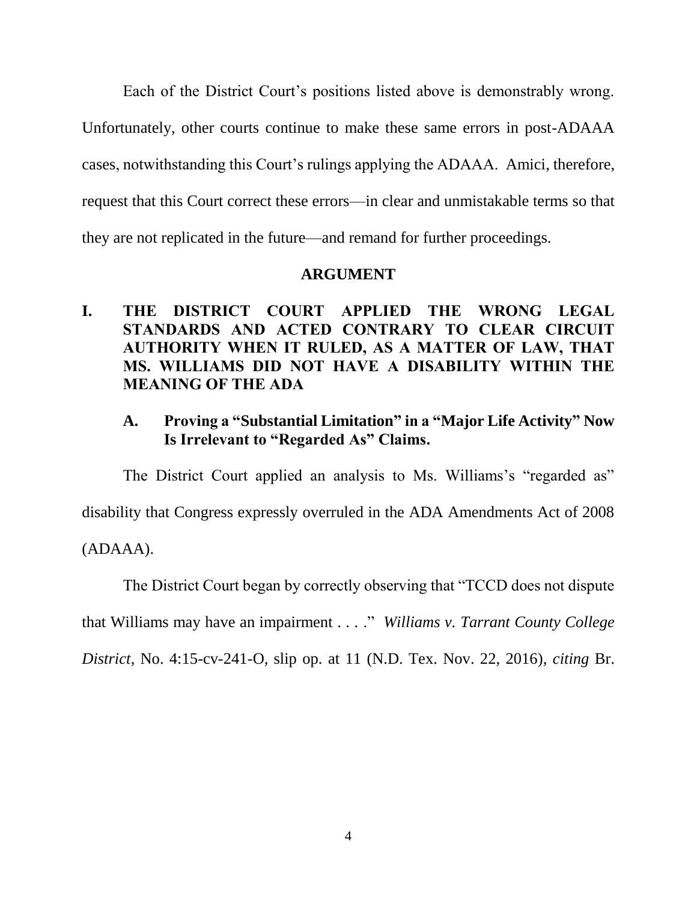Each of the District Court's positions listed above is demonstrably wrong. Unfortunately, other courts continue to make these same errors in post-ADAAA cases, notwithstanding this Court's rulings applying the ADAAA. Amici, therefore, request that this Court correct these errors—in clear and unmistakable terms so that they are not replicated in the future—and remand for further proceedings.

## ARGUMENT

### I. THE DISTRICT COURT APPLIED THE WRONG LEGAL STANDARDS AND ACTED CONTRARY TO CLEAR CIRCUIT AUTHORITY WHEN IT RULED, AS A MATTER OF LAW, THAT MS. WILLIAMS DID NOT HAVE A DISABILITY WITHIN THE MEANING OF THE ADA

#### A. Proving a "Substantial Limitation" in a "Major Life Activity" Now Is Irrelevant to "Regarded As" Claims.

The District Court applied an analysis to Ms. Williams's "regarded as" disability that Congress expressly overruled in the ADA Amendments Act of 2008 (ADAAA).

The District Court began by correctly observing that "TCCD does not dispute that Williams may have an impairment . . . ." *Williams v. Tarrant County College District*, No. 4:15-cv-241-O, slip op. at 11 (N.D. Tex. Nov. 22, 2016), *citing* Br.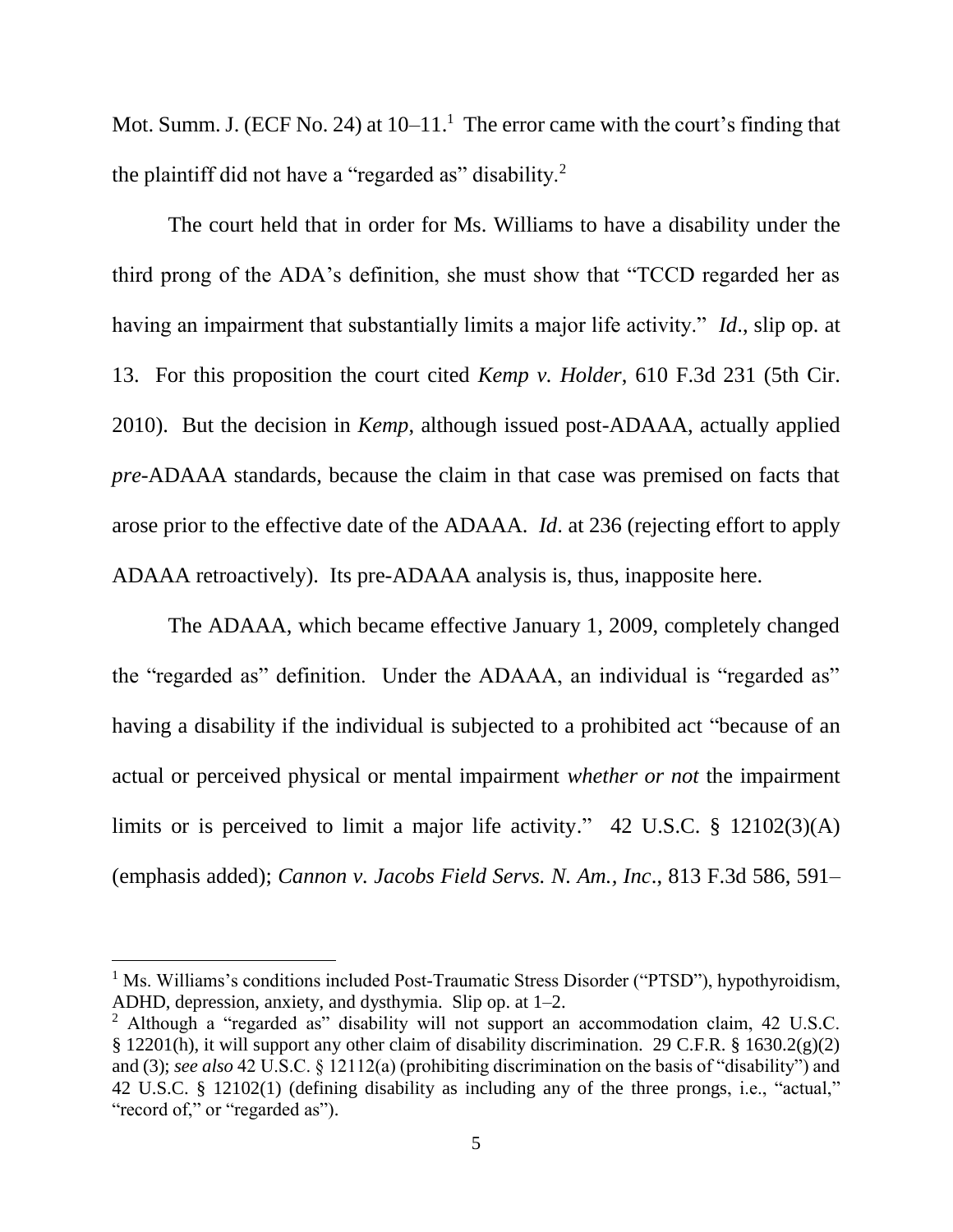Mot. Summ. J. (ECF No. 24) at 10–11.[1] The error came with the court's finding that the plaintiff did not have a "regarded as" disability.[2]

The court held that in order for Ms. Williams to have a disability under the third prong of the ADA's definition, she must show that "TCCD regarded her as having an impairment that substantially limits a major life activity." *Id*., slip op. at 13. For this proposition the court cited *Kemp v. Holder*, 610 F.3d 231 (5th Cir. 2010). But the decision in *Kemp*, although issued post-ADAAA, actually applied *pre*-ADAAA standards, because the claim in that case was premised on facts that arose prior to the effective date of the ADAAA. *Id*. at 236 (rejecting effort to apply ADAAA retroactively). Its pre-ADAAA analysis is, thus, inapposite here.

The ADAAA, which became effective January 1, 2009, completely changed the "regarded as" definition. Under the ADAAA, an individual is "regarded as" having a disability if the individual is subjected to a prohibited act "because of an actual or perceived physical or mental impairment *whether or not* the impairment limits or is perceived to limit a major life activity." 42 U.S.C. § 12102(3)(A) (emphasis added); *Cannon v. Jacobs Field Servs. N. Am., Inc*., 813 F.3d 586, 591–

---

[1] Ms. Williams's conditions included Post-Traumatic Stress Disorder ("PTSD"), hypothyroidism, ADHD, depression, anxiety, and dysthymia. Slip op. at 1–2.

[2] Although a "regarded as" disability will not support an accommodation claim, 42 U.S.C. § 12201(h), it will support any other claim of disability discrimination. 29 C.F.R. § 1630.2(g)(2) and (3); *see also* 42 U.S.C. § 12112(a) (prohibiting discrimination on the basis of "disability") and 42 U.S.C. § 12102(1) (defining disability as including any of the three prongs, i.e., "actual," "record of," or "regarded as").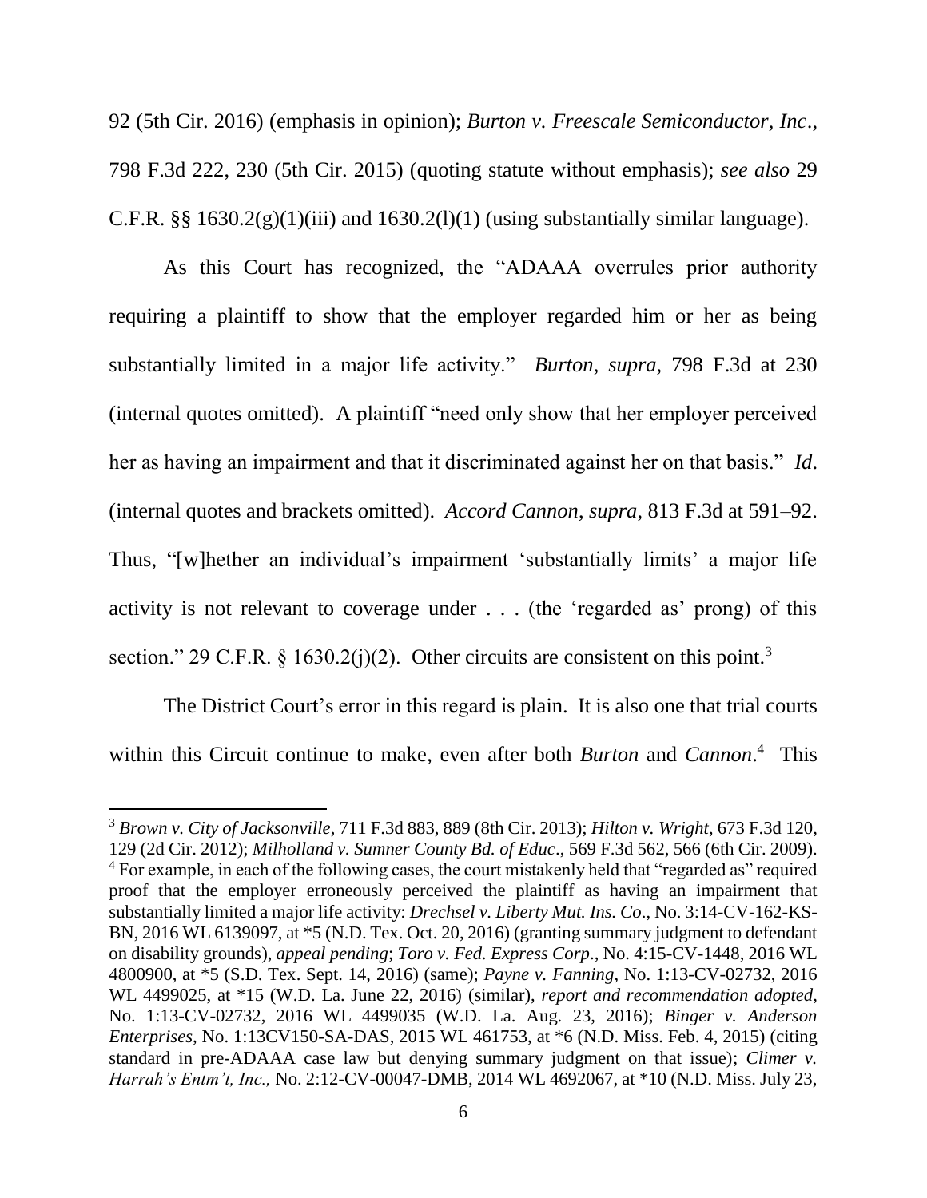92 (5th Cir. 2016) (emphasis in opinion); *Burton v. Freescale Semiconductor, Inc*., 798 F.3d 222, 230 (5th Cir. 2015) (quoting statute without emphasis); *see also* 29 C.F.R. §§ 1630.2(g)(1)(iii) and 1630.2(l)(1) (using substantially similar language).

As this Court has recognized, the "ADAAA overrules prior authority requiring a plaintiff to show that the employer regarded him or her as being substantially limited in a major life activity." *Burton*, *supra*, 798 F.3d at 230 (internal quotes omitted). A plaintiff "need only show that her employer perceived her as having an impairment and that it discriminated against her on that basis." *Id*. (internal quotes and brackets omitted). *Accord Cannon*, *supra*, 813 F.3d at 591–92. Thus, "[w]hether an individual's impairment 'substantially limits' a major life activity is not relevant to coverage under . . . (the 'regarded as' prong) of this section." 29 C.F.R. § 1630.2(j)(2). Other circuits are consistent on this point.[3]

The District Court's error in this regard is plain. It is also one that trial courts within this Circuit continue to make, even after both *Burton* and *Cannon*.[4] This

---

[3] *Brown v. City of Jacksonville*, 711 F.3d 883, 889 (8th Cir. 2013); *Hilton v. Wright*, 673 F.3d 120, 129 (2d Cir. 2012); *Milholland v. Sumner County Bd. of Educ*., 569 F.3d 562, 566 (6th Cir. 2009).

[4] For example, in each of the following cases, the court mistakenly held that "regarded as" required proof that the employer erroneously perceived the plaintiff as having an impairment that substantially limited a major life activity: *Drechsel v. Liberty Mut. Ins. Co*., No. 3:14-CV-162-KS-BN, 2016 WL 6139097, at *5 (N.D. Tex. Oct. 20, 2016) (granting summary judgment to defendant on disability grounds), *appeal pending*; *Toro v. Fed. Express Corp*., No. 4:15-CV-1448, 2016 WL 4800900, at *5 (S.D. Tex. Sept. 14, 2016) (same); *Payne v. Fanning*, No. 1:13-CV-02732, 2016 WL 4499025, at *15 (W.D. La. June 22, 2016) (similar), *report and recommendation adopted*, No. 1:13-CV-02732, 2016 WL 4499035 (W.D. La. Aug. 23, 2016); *Binger v. Anderson Enterprises*, No. 1:13CV150-SA-DAS, 2015 WL 461753, at *6 (N.D. Miss. Feb. 4, 2015) (citing standard in pre-ADAAA case law but denying summary judgment on that issue); *Climer v. Harrah's Entm't, Inc.,* No. 2:12-CV-00047-DMB, 2014 WL 4692067, at *10 (N.D. Miss. July 23,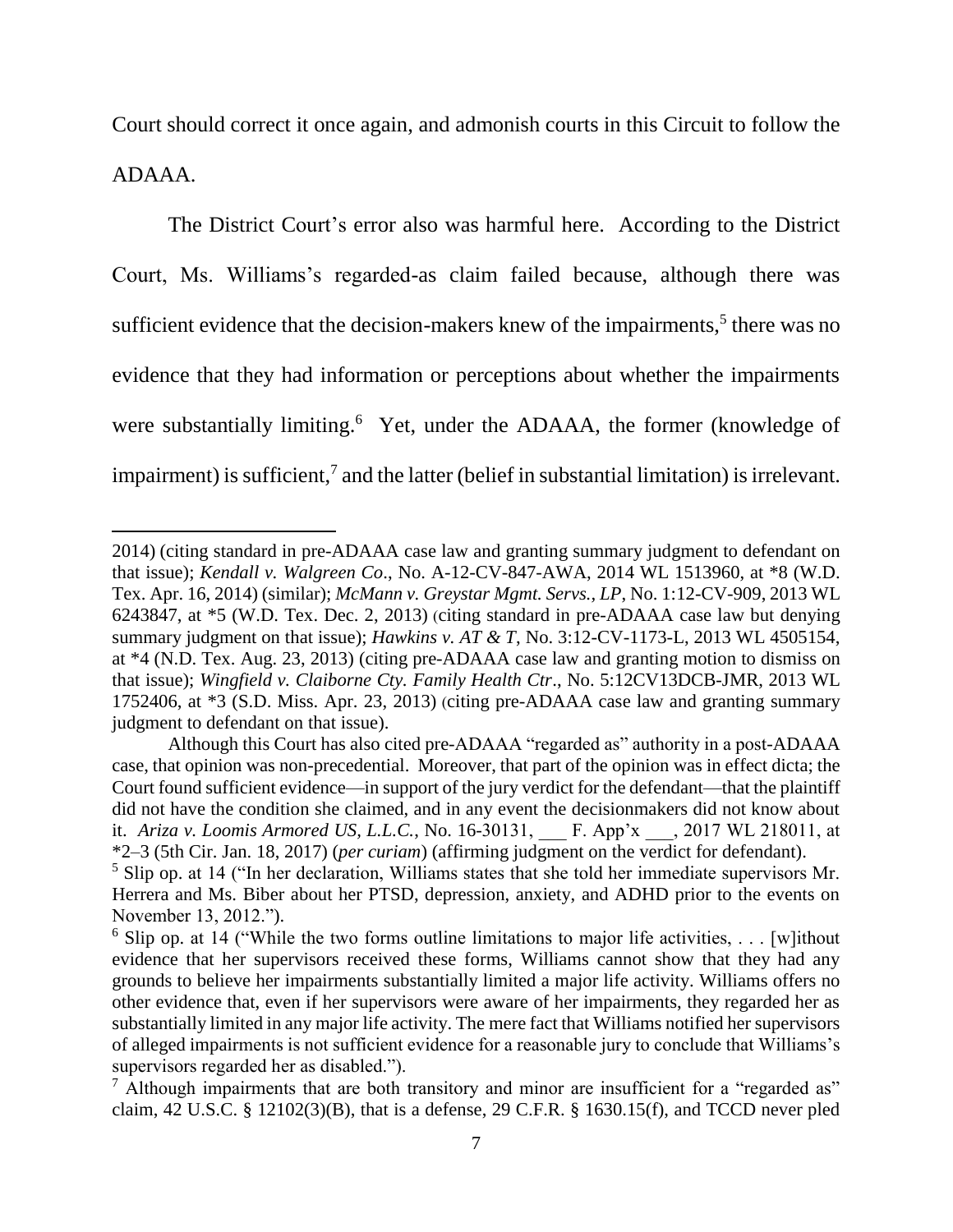Court should correct it once again, and admonish courts in this Circuit to follow the ADAAA.

The District Court's error also was harmful here. According to the District Court, Ms. Williams's regarded-as claim failed because, although there was sufficient evidence that the decision-makers knew of the impairments,[5] there was no evidence that they had information or perceptions about whether the impairments were substantially limiting.[6] Yet, under the ADAAA, the former (knowledge of impairment) is sufficient,[7] and the latter (belief in substantial limitation) is irrelevant.

---

2014) (citing standard in pre-ADAAA case law and granting summary judgment to defendant on that issue); *Kendall v. Walgreen Co*., No. A-12-CV-847-AWA, 2014 WL 1513960, at *8 (W.D. Tex. Apr. 16, 2014) (similar); *McMann v. Greystar Mgmt. Servs., LP*, No. 1:12-CV-909, 2013 WL 6243847, at *5 (W.D. Tex. Dec. 2, 2013) (citing standard in pre-ADAAA case law but denying summary judgment on that issue); *Hawkins v. AT & T*, No. 3:12-CV-1173-L, 2013 WL 4505154, at *4 (N.D. Tex. Aug. 23, 2013) (citing pre-ADAAA case law and granting motion to dismiss on that issue); *Wingfield v. Claiborne Cty. Family Health Ctr*., No. 5:12CV13DCB-JMR, 2013 WL 1752406, at *3 (S.D. Miss. Apr. 23, 2013) (citing pre-ADAAA case law and granting summary judgment to defendant on that issue).

Although this Court has also cited pre-ADAAA "regarded as" authority in a post-ADAAA case, that opinion was non-precedential. Moreover, that part of the opinion was in effect dicta; the Court found sufficient evidence—in support of the jury verdict for the defendant—that the plaintiff did not have the condition she claimed, and in any event the decisionmakers did not know about it. *Ariza v. Loomis Armored US, L.L.C.*, No. 16-30131, ___ F. App'x ___, 2017 WL 218011, at *2–3 (5th Cir. Jan. 18, 2017) (*per curiam*) (affirming judgment on the verdict for defendant).

[5] Slip op. at 14 ("In her declaration, Williams states that she told her immediate supervisors Mr. Herrera and Ms. Biber about her PTSD, depression, anxiety, and ADHD prior to the events on November 13, 2012.").

[6] Slip op. at 14 ("While the two forms outline limitations to major life activities, . . . [w]ithout evidence that her supervisors received these forms, Williams cannot show that they had any grounds to believe her impairments substantially limited a major life activity. Williams offers no other evidence that, even if her supervisors were aware of her impairments, they regarded her as substantially limited in any major life activity. The mere fact that Williams notified her supervisors of alleged impairments is not sufficient evidence for a reasonable jury to conclude that Williams's supervisors regarded her as disabled.").

[7] Although impairments that are both transitory and minor are insufficient for a "regarded as" claim, 42 U.S.C. § 12102(3)(B), that is a defense, 29 C.F.R. § 1630.15(f), and TCCD never pled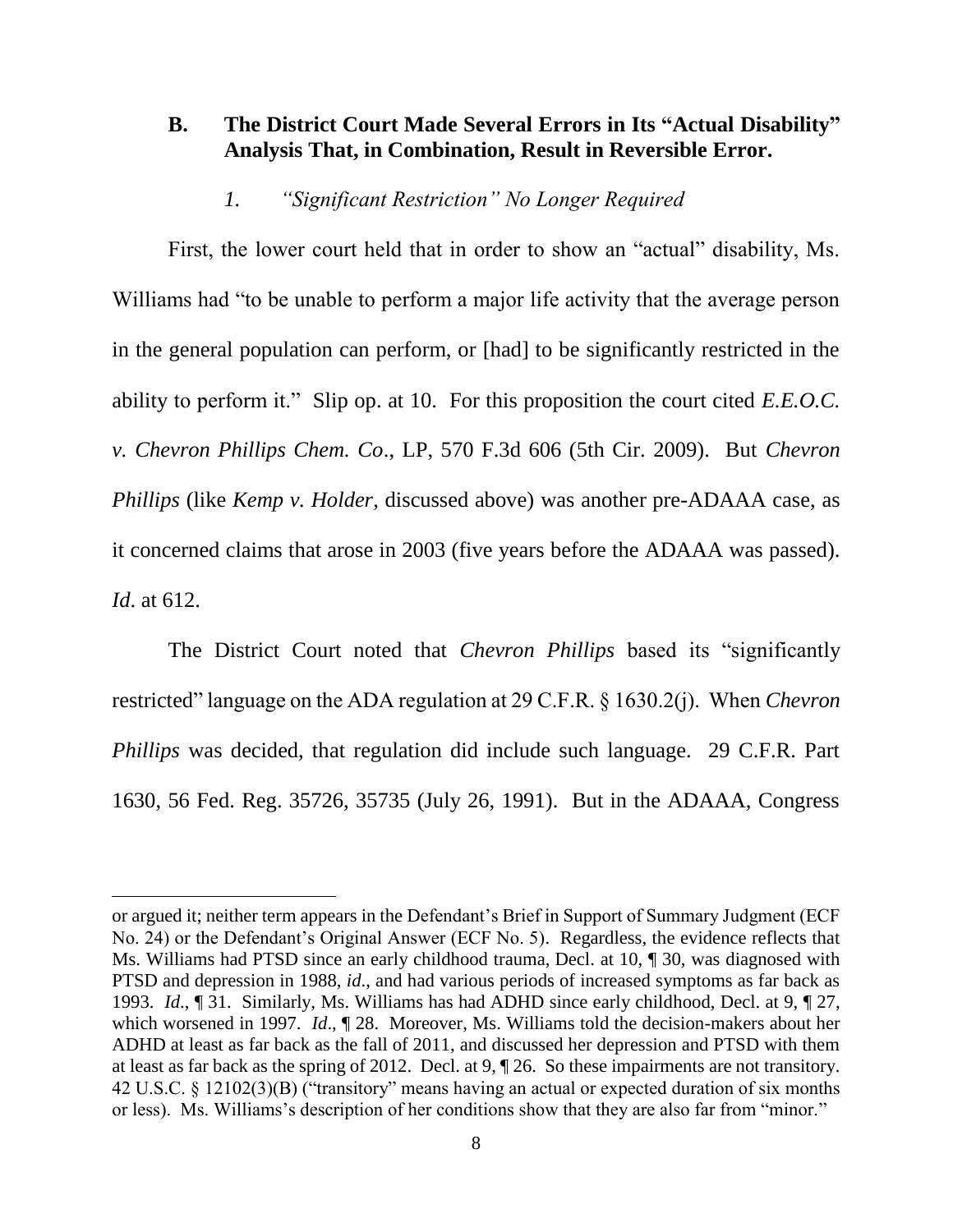### B. The District Court Made Several Errors in Its "Actual Disability" Analysis That, in Combination, Result in Reversible Error.

#### *1. "Significant Restriction" No Longer Required*

First, the lower court held that in order to show an "actual" disability, Ms. Williams had "to be unable to perform a major life activity that the average person in the general population can perform, or [had] to be significantly restricted in the ability to perform it." Slip op. at 10. For this proposition the court cited *E.E.O.C. v. Chevron Phillips Chem. Co*., LP, 570 F.3d 606 (5th Cir. 2009). But *Chevron Phillips* (like *Kemp v. Holder*, discussed above) was another pre-ADAAA case, as it concerned claims that arose in 2003 (five years before the ADAAA was passed). *Id*. at 612.

The District Court noted that *Chevron Phillips* based its "significantly restricted" language on the ADA regulation at 29 C.F.R. § 1630.2(j). When *Chevron Phillips* was decided, that regulation did include such language. 29 C.F.R. Part 1630, 56 Fed. Reg. 35726, 35735 (July 26, 1991). But in the ADAAA, Congress

---

or argued it; neither term appears in the Defendant's Brief in Support of Summary Judgment (ECF No. 24) or the Defendant's Original Answer (ECF No. 5). Regardless, the evidence reflects that Ms. Williams had PTSD since an early childhood trauma, Decl. at 10, ¶ 30, was diagnosed with PTSD and depression in 1988, *id*., and had various periods of increased symptoms as far back as 1993. *Id*., ¶ 31. Similarly, Ms. Williams has had ADHD since early childhood, Decl. at 9, ¶ 27, which worsened in 1997. *Id*., ¶ 28. Moreover, Ms. Williams told the decision-makers about her ADHD at least as far back as the fall of 2011, and discussed her depression and PTSD with them at least as far back as the spring of 2012. Decl. at 9, ¶ 26. So these impairments are not transitory. 42 U.S.C. § 12102(3)(B) ("transitory" means having an actual or expected duration of six months or less). Ms. Williams's description of her conditions show that they are also far from "minor."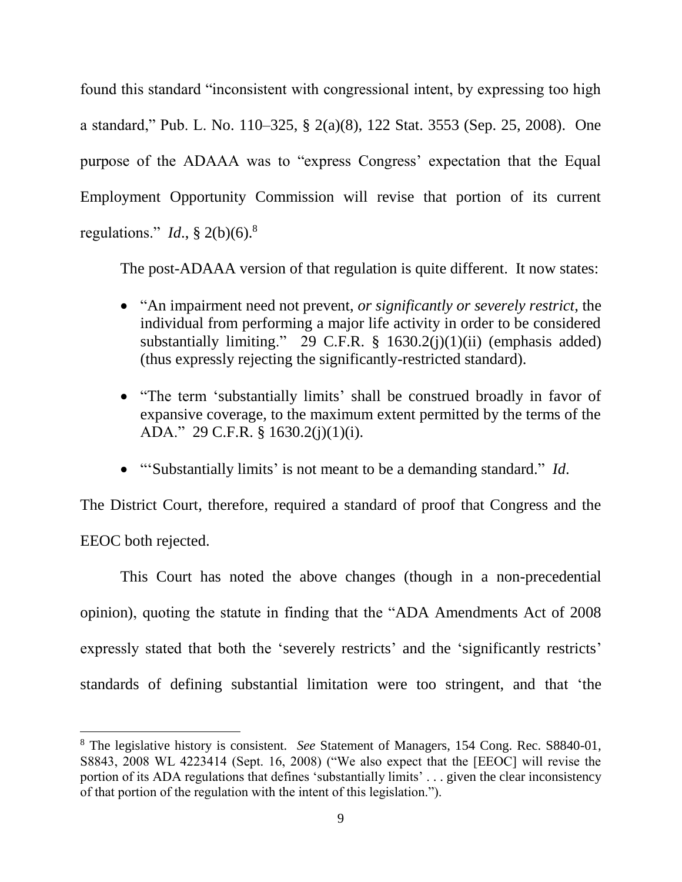found this standard "inconsistent with congressional intent, by expressing too high a standard," Pub. L. No. 110–325, § 2(a)(8), 122 Stat. 3553 (Sep. 25, 2008). One purpose of the ADAAA was to "express Congress' expectation that the Equal Employment Opportunity Commission will revise that portion of its current regulations." *Id*., § 2(b)(6).[8]

The post-ADAAA version of that regulation is quite different. It now states:

- "An impairment need not prevent, *or significantly or severely restrict*, the individual from performing a major life activity in order to be considered substantially limiting." 29 C.F.R. § 1630.2(j)(1)(ii) (emphasis added) (thus expressly rejecting the significantly-restricted standard).
- "The term 'substantially limits' shall be construed broadly in favor of expansive coverage, to the maximum extent permitted by the terms of the ADA." 29 C.F.R. § 1630.2(j)(1)(i).
- "'Substantially limits' is not meant to be a demanding standard." *Id*.

The District Court, therefore, required a standard of proof that Congress and the EEOC both rejected.

This Court has noted the above changes (though in a non-precedential opinion), quoting the statute in finding that the "ADA Amendments Act of 2008 expressly stated that both the 'severely restricts' and the 'significantly restricts' standards of defining substantial limitation were too stringent, and that 'the

---

[8] The legislative history is consistent. *See* Statement of Managers, 154 Cong. Rec. S8840-01, S8843, 2008 WL 4223414 (Sept. 16, 2008) ("We also expect that the [EEOC] will revise the portion of its ADA regulations that defines 'substantially limits' . . . given the clear inconsistency of that portion of the regulation with the intent of this legislation.").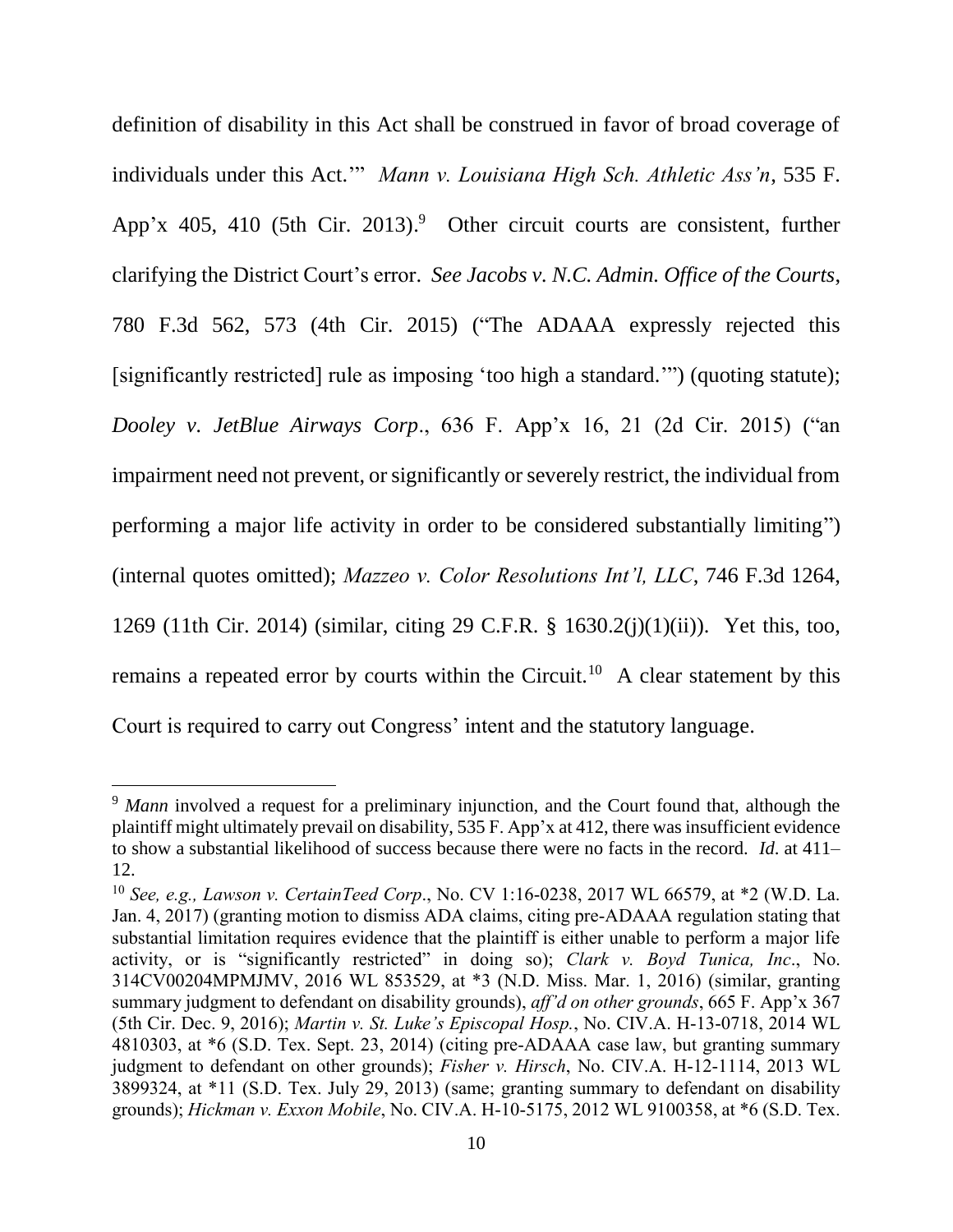definition of disability in this Act shall be construed in favor of broad coverage of individuals under this Act.'" *Mann v. Louisiana High Sch. Athletic Ass'n*, 535 F. App'x 405, 410 (5th Cir. 2013).[9] Other circuit courts are consistent, further clarifying the District Court's error. *See Jacobs v. N.C. Admin. Office of the Courts*, 780 F.3d 562, 573 (4th Cir. 2015) ("The ADAAA expressly rejected this [significantly restricted] rule as imposing 'too high a standard.'") (quoting statute); *Dooley v. JetBlue Airways Corp*., 636 F. App'x 16, 21 (2d Cir. 2015) ("an impairment need not prevent, or significantly or severely restrict, the individual from performing a major life activity in order to be considered substantially limiting") (internal quotes omitted); *Mazzeo v. Color Resolutions Int'l, LLC*, 746 F.3d 1264, 1269 (11th Cir. 2014) (similar, citing 29 C.F.R. § 1630.2(j)(1)(ii)). Yet this, too, remains a repeated error by courts within the Circuit.[10] A clear statement by this Court is required to carry out Congress' intent and the statutory language.

---

[9] *Mann* involved a request for a preliminary injunction, and the Court found that, although the plaintiff might ultimately prevail on disability, 535 F. App'x at 412, there was insufficient evidence to show a substantial likelihood of success because there were no facts in the record. *Id.* at 411–12.

[10] *See, e.g., Lawson v. CertainTeed Corp*., No. CV 1:16-0238, 2017 WL 66579, at *2 (W.D. La. Jan. 4, 2017) (granting motion to dismiss ADA claims, citing pre-ADAAA regulation stating that substantial limitation requires evidence that the plaintiff is either unable to perform a major life activity, or is "significantly restricted" in doing so); *Clark v. Boyd Tunica, Inc*., No. 314CV00204MPMJMV, 2016 WL 853529, at *3 (N.D. Miss. Mar. 1, 2016) (similar, granting summary judgment to defendant on disability grounds), *aff'd on other grounds*, 665 F. App'x 367 (5th Cir. Dec. 9, 2016); *Martin v. St. Luke's Episcopal Hosp.*, No. CIV.A. H-13-0718, 2014 WL 4810303, at *6 (S.D. Tex. Sept. 23, 2014) (citing pre-ADAAA case law, but granting summary judgment to defendant on other grounds); *Fisher v. Hirsch*, No. CIV.A. H-12-1114, 2013 WL 3899324, at *11 (S.D. Tex. July 29, 2013) (same; granting summary to defendant on disability grounds); *Hickman v. Exxon Mobile*, No. CIV.A. H-10-5175, 2012 WL 9100358, at *6 (S.D. Tex.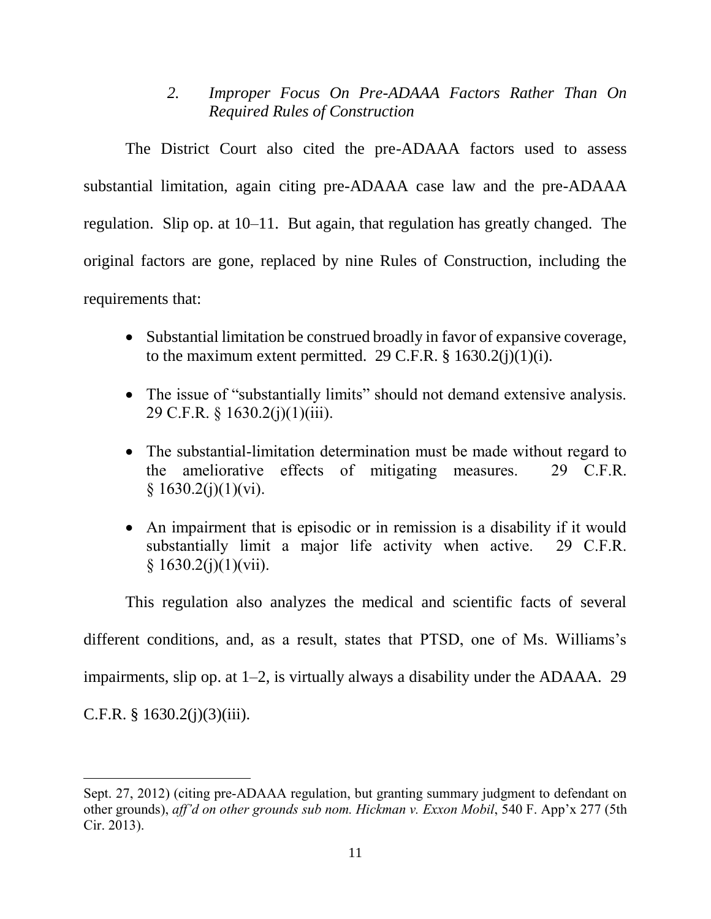### *2. Improper Focus On Pre-ADAAA Factors Rather Than On Required Rules of Construction*

The District Court also cited the pre-ADAAA factors used to assess substantial limitation, again citing pre-ADAAA case law and the pre-ADAAA regulation. Slip op. at 10–11. But again, that regulation has greatly changed. The original factors are gone, replaced by nine Rules of Construction, including the requirements that:

- Substantial limitation be construed broadly in favor of expansive coverage, to the maximum extent permitted. 29 C.F.R. § 1630.2(j)(1)(i).
- The issue of "substantially limits" should not demand extensive analysis. 29 C.F.R. § 1630.2(j)(1)(iii).
- The substantial-limitation determination must be made without regard to the ameliorative effects of mitigating measures. 29 C.F.R. § 1630.2(j)(1)(vi).
- An impairment that is episodic or in remission is a disability if it would substantially limit a major life activity when active. 29 C.F.R. § 1630.2(j)(1)(vii).

This regulation also analyzes the medical and scientific facts of several different conditions, and, as a result, states that PTSD, one of Ms. Williams's impairments, slip op. at 1–2, is virtually always a disability under the ADAAA. 29 C.F.R. § 1630.2(j)(3)(iii).

---

Sept. 27, 2012) (citing pre-ADAAA regulation, but granting summary judgment to defendant on other grounds), *aff'd on other grounds sub nom. Hickman v. Exxon Mobil*, 540 F. App'x 277 (5th Cir. 2013).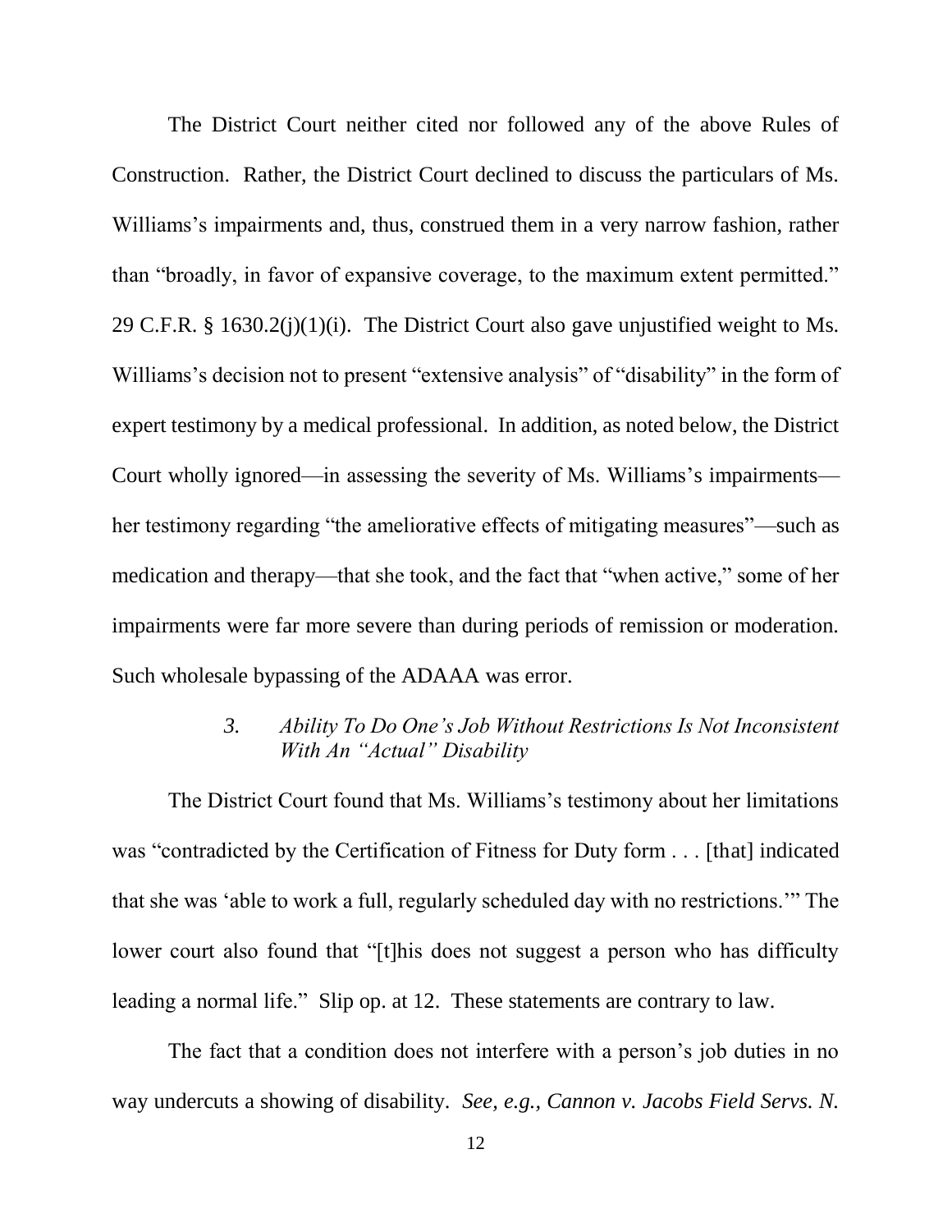The District Court neither cited nor followed any of the above Rules of Construction. Rather, the District Court declined to discuss the particulars of Ms. Williams's impairments and, thus, construed them in a very narrow fashion, rather than "broadly, in favor of expansive coverage, to the maximum extent permitted." 29 C.F.R. § 1630.2(j)(1)(i). The District Court also gave unjustified weight to Ms. Williams's decision not to present "extensive analysis" of "disability" in the form of expert testimony by a medical professional. In addition, as noted below, the District Court wholly ignored—in assessing the severity of Ms. Williams's impairments—her testimony regarding "the ameliorative effects of mitigating measures"—such as medication and therapy—that she took, and the fact that "when active," some of her impairments were far more severe than during periods of remission or moderation. Such wholesale bypassing of the ADAAA was error.

### *3. Ability To Do One's Job Without Restrictions Is Not Inconsistent With An "Actual" Disability*

The District Court found that Ms. Williams's testimony about her limitations was "contradicted by the Certification of Fitness for Duty form . . . [that] indicated that she was 'able to work a full, regularly scheduled day with no restrictions.'" The lower court also found that "[t]his does not suggest a person who has difficulty leading a normal life." Slip op. at 12. These statements are contrary to law.

The fact that a condition does not interfere with a person's job duties in no way undercuts a showing of disability. *See, e.g., Cannon v. Jacobs Field Servs. N.*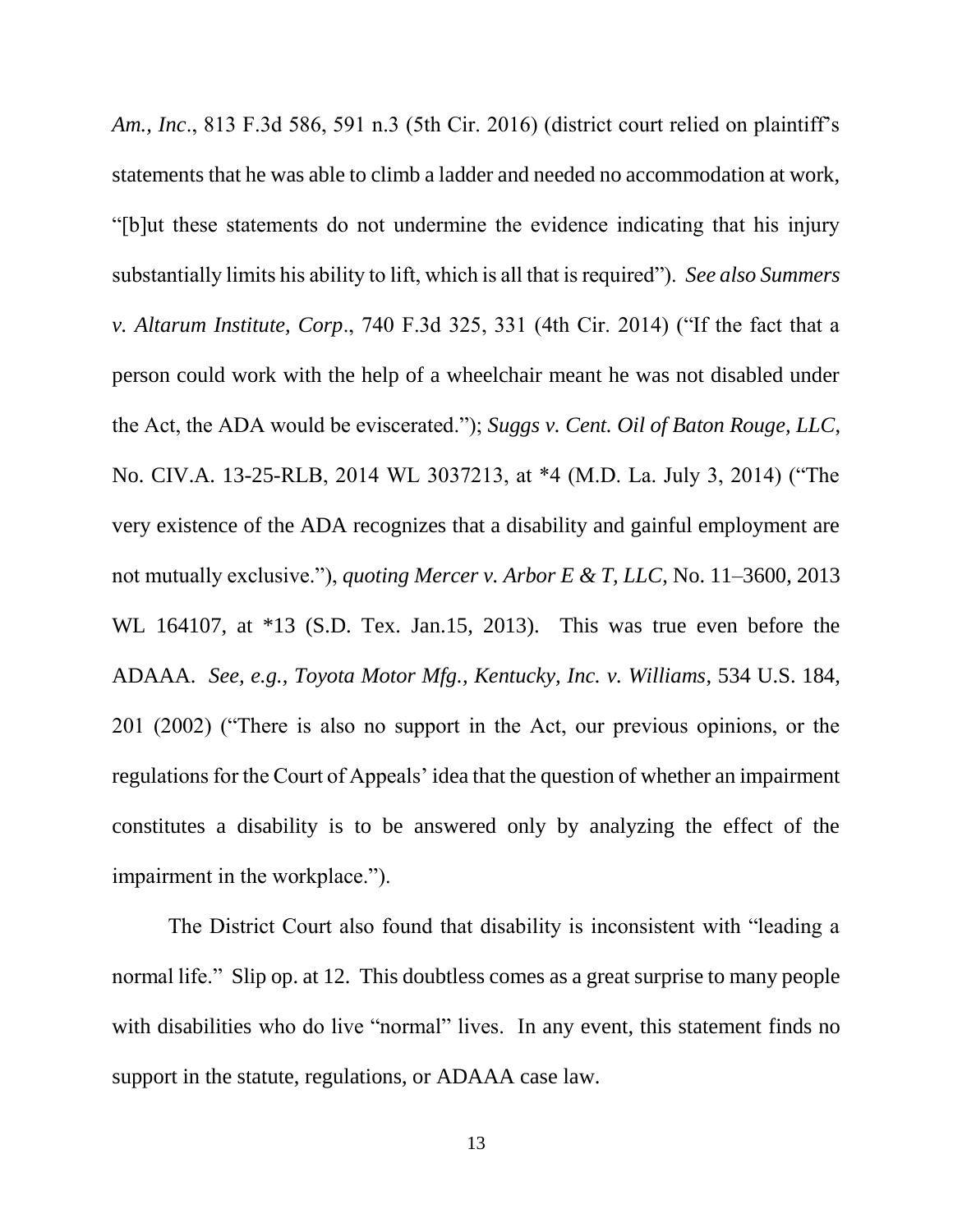*Am., Inc*., 813 F.3d 586, 591 n.3 (5th Cir. 2016) (district court relied on plaintiff's statements that he was able to climb a ladder and needed no accommodation at work, "[b]ut these statements do not undermine the evidence indicating that his injury substantially limits his ability to lift, which is all that is required"). *See also Summers v. Altarum Institute, Corp*., 740 F.3d 325, 331 (4th Cir. 2014) ("If the fact that a person could work with the help of a wheelchair meant he was not disabled under the Act, the ADA would be eviscerated."); *Suggs v. Cent. Oil of Baton Rouge, LLC*, No. CIV.A. 13-25-RLB, 2014 WL 3037213, at *4 (M.D. La. July 3, 2014) ("The very existence of the ADA recognizes that a disability and gainful employment are not mutually exclusive."), *quoting Mercer v. Arbor E & T, LLC*, No. 11–3600, 2013 WL 164107, at *13 (S.D. Tex. Jan.15, 2013). This was true even before the ADAAA. *See, e.g., Toyota Motor Mfg., Kentucky, Inc. v. Williams,* 534 U.S. 184, 201 (2002) ("There is also no support in the Act, our previous opinions, or the regulations for the Court of Appeals' idea that the question of whether an impairment constitutes a disability is to be answered only by analyzing the effect of the impairment in the workplace.").

The District Court also found that disability is inconsistent with "leading a normal life." Slip op. at 12. This doubtless comes as a great surprise to many people with disabilities who do live "normal" lives. In any event, this statement finds no support in the statute, regulations, or ADAAA case law.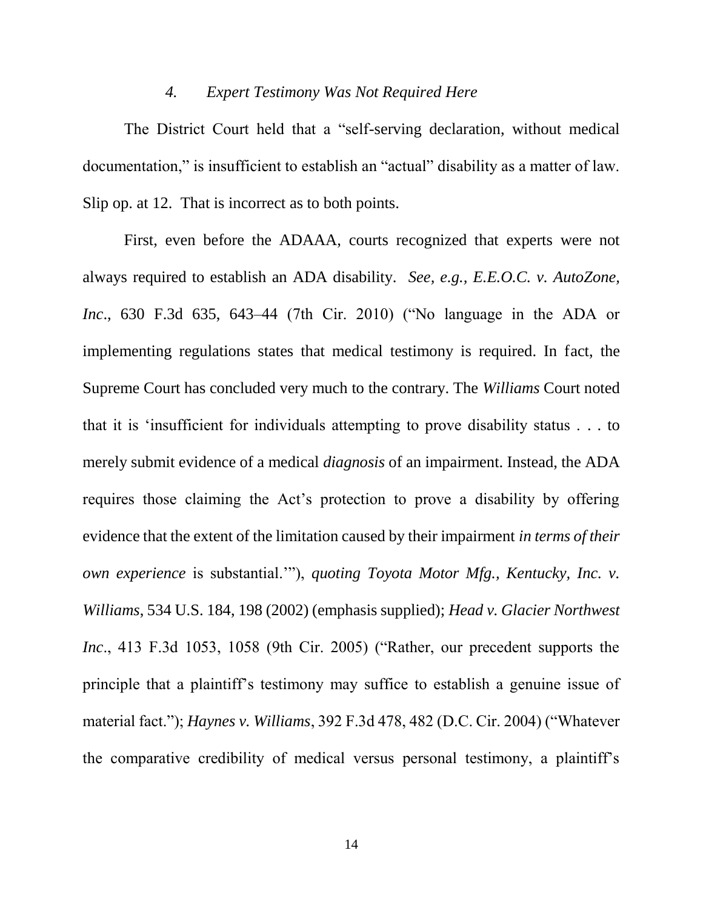#### *4. Expert Testimony Was Not Required Here*

The District Court held that a "self-serving declaration, without medical documentation," is insufficient to establish an "actual" disability as a matter of law. Slip op. at 12. That is incorrect as to both points.

First, even before the ADAAA, courts recognized that experts were not always required to establish an ADA disability. *See, e.g., E.E.O.C. v. AutoZone, Inc*., 630 F.3d 635, 643–44 (7th Cir. 2010) ("No language in the ADA or implementing regulations states that medical testimony is required. In fact, the Supreme Court has concluded very much to the contrary. The *Williams* Court noted that it is 'insufficient for individuals attempting to prove disability status . . . to merely submit evidence of a medical *diagnosis* of an impairment. Instead, the ADA requires those claiming the Act's protection to prove a disability by offering evidence that the extent of the limitation caused by their impairment *in terms of their own experience* is substantial.'"), *quoting Toyota Motor Mfg., Kentucky, Inc. v. Williams*, 534 U.S. 184, 198 (2002) (emphasis supplied); *Head v. Glacier Northwest Inc*., 413 F.3d 1053, 1058 (9th Cir. 2005) ("Rather, our precedent supports the principle that a plaintiff's testimony may suffice to establish a genuine issue of material fact."); *Haynes v. Williams*, 392 F.3d 478, 482 (D.C. Cir. 2004) ("Whatever the comparative credibility of medical versus personal testimony, a plaintiff's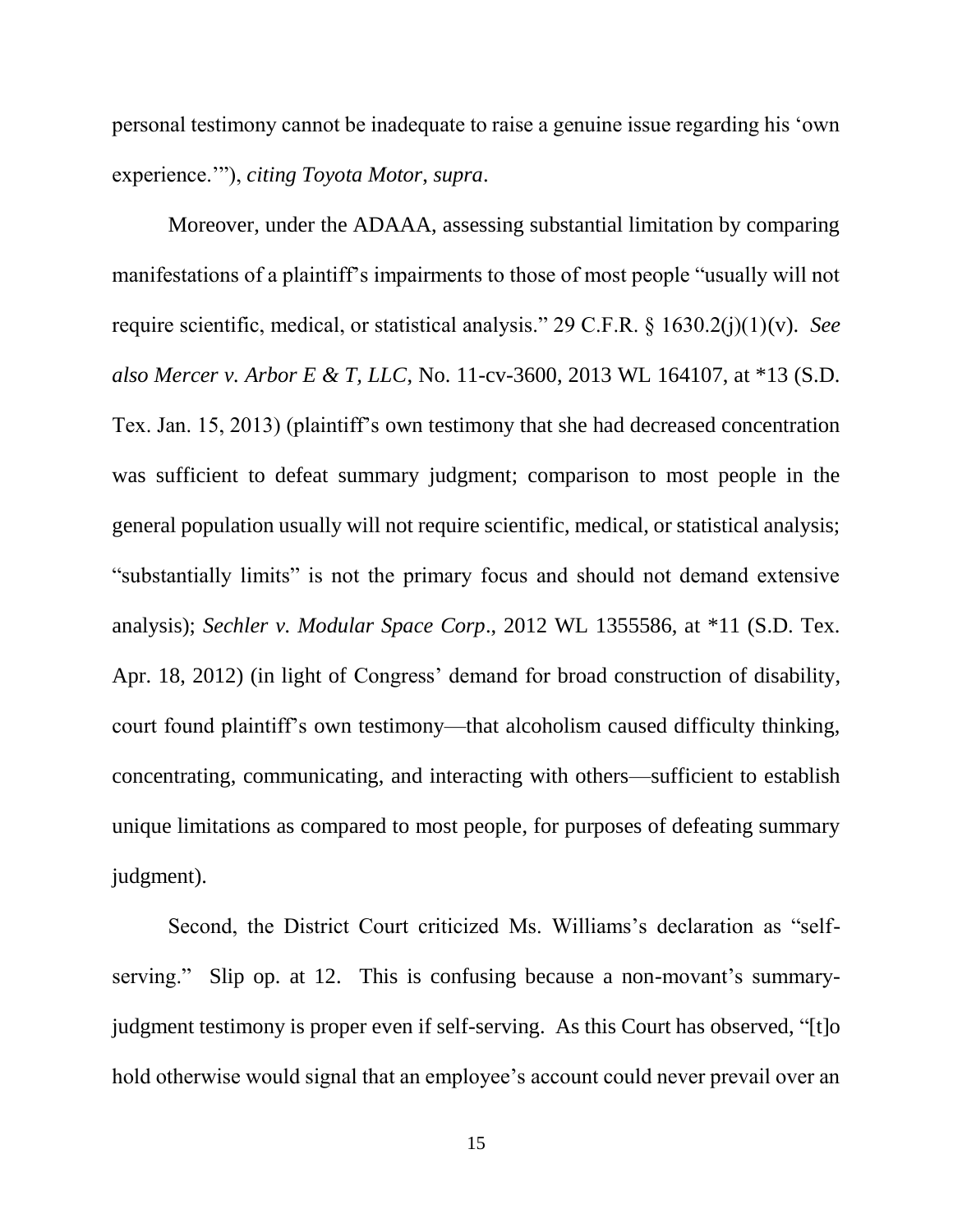personal testimony cannot be inadequate to raise a genuine issue regarding his 'own experience.'"), *citing Toyota Motor*, *supra*.

Moreover, under the ADAAA, assessing substantial limitation by comparing manifestations of a plaintiff's impairments to those of most people "usually will not require scientific, medical, or statistical analysis." 29 C.F.R. § 1630.2(j)(1)(v). *See also Mercer v. Arbor E & T, LLC*, No. 11-cv-3600, 2013 WL 164107, at *13 (S.D. Tex. Jan. 15, 2013) (plaintiff's own testimony that she had decreased concentration was sufficient to defeat summary judgment; comparison to most people in the general population usually will not require scientific, medical, or statistical analysis; "substantially limits" is not the primary focus and should not demand extensive analysis); *Sechler v. Modular Space Corp*., 2012 WL 1355586, at *11 (S.D. Tex. Apr. 18, 2012) (in light of Congress' demand for broad construction of disability, court found plaintiff's own testimony—that alcoholism caused difficulty thinking, concentrating, communicating, and interacting with others—sufficient to establish unique limitations as compared to most people, for purposes of defeating summary judgment).

Second, the District Court criticized Ms. Williams's declaration as "self-serving." Slip op. at 12. This is confusing because a non-movant's summary-judgment testimony is proper even if self-serving. As this Court has observed, "[t]o hold otherwise would signal that an employee's account could never prevail over an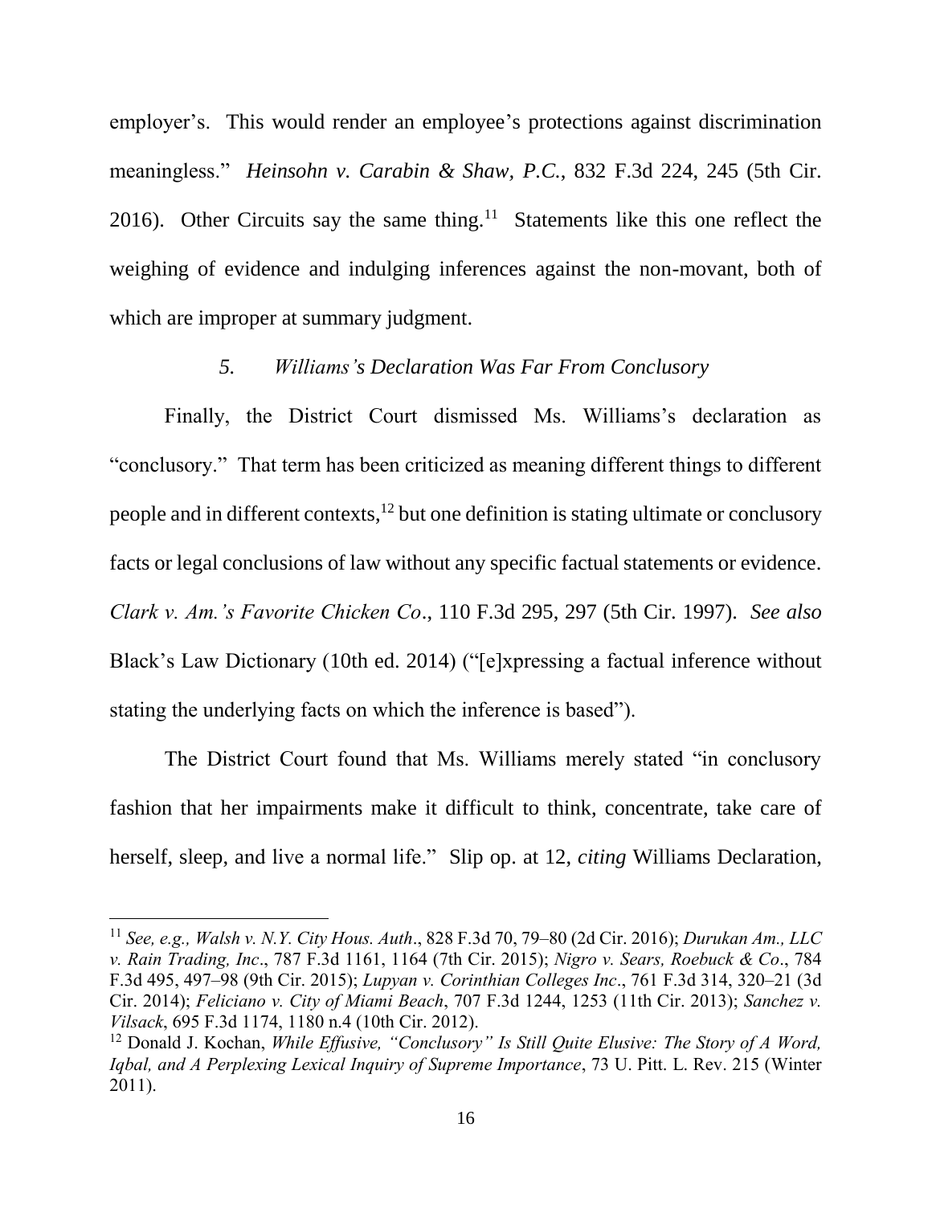employer's. This would render an employee's protections against discrimination meaningless." *Heinsohn v. Carabin & Shaw, P.C.*, 832 F.3d 224, 245 (5th Cir. 2016). Other Circuits say the same thing.[11] Statements like this one reflect the weighing of evidence and indulging inferences against the non-movant, both of which are improper at summary judgment.

### *5. Williams's Declaration Was Far From Conclusory*

Finally, the District Court dismissed Ms. Williams's declaration as "conclusory." That term has been criticized as meaning different things to different people and in different contexts,[12] but one definition is stating ultimate or conclusory facts or legal conclusions of law without any specific factual statements or evidence. *Clark v. Am.'s Favorite Chicken Co*., 110 F.3d 295, 297 (5th Cir. 1997). *See also* Black's Law Dictionary (10th ed. 2014) ("[e]xpressing a factual inference without stating the underlying facts on which the inference is based").

The District Court found that Ms. Williams merely stated "in conclusory fashion that her impairments make it difficult to think, concentrate, take care of herself, sleep, and live a normal life." Slip op. at 12, *citing* Williams Declaration,

---

[11] *See, e.g., Walsh v. N.Y. City Hous. Auth*., 828 F.3d 70, 79–80 (2d Cir. 2016); *Durukan Am., LLC v. Rain Trading, Inc*., 787 F.3d 1161, 1164 (7th Cir. 2015); *Nigro v. Sears, Roebuck & Co*., 784 F.3d 495, 497–98 (9th Cir. 2015); *Lupyan v. Corinthian Colleges Inc*., 761 F.3d 314, 320–21 (3d Cir. 2014); *Feliciano v. City of Miami Beach*, 707 F.3d 1244, 1253 (11th Cir. 2013); *Sanchez v. Vilsack*, 695 F.3d 1174, 1180 n.4 (10th Cir. 2012).

[12] Donald J. Kochan, *While Effusive, "Conclusory" Is Still Quite Elusive: The Story of A Word, Iqbal, and A Perplexing Lexical Inquiry of Supreme Importance*, 73 U. Pitt. L. Rev. 215 (Winter 2011).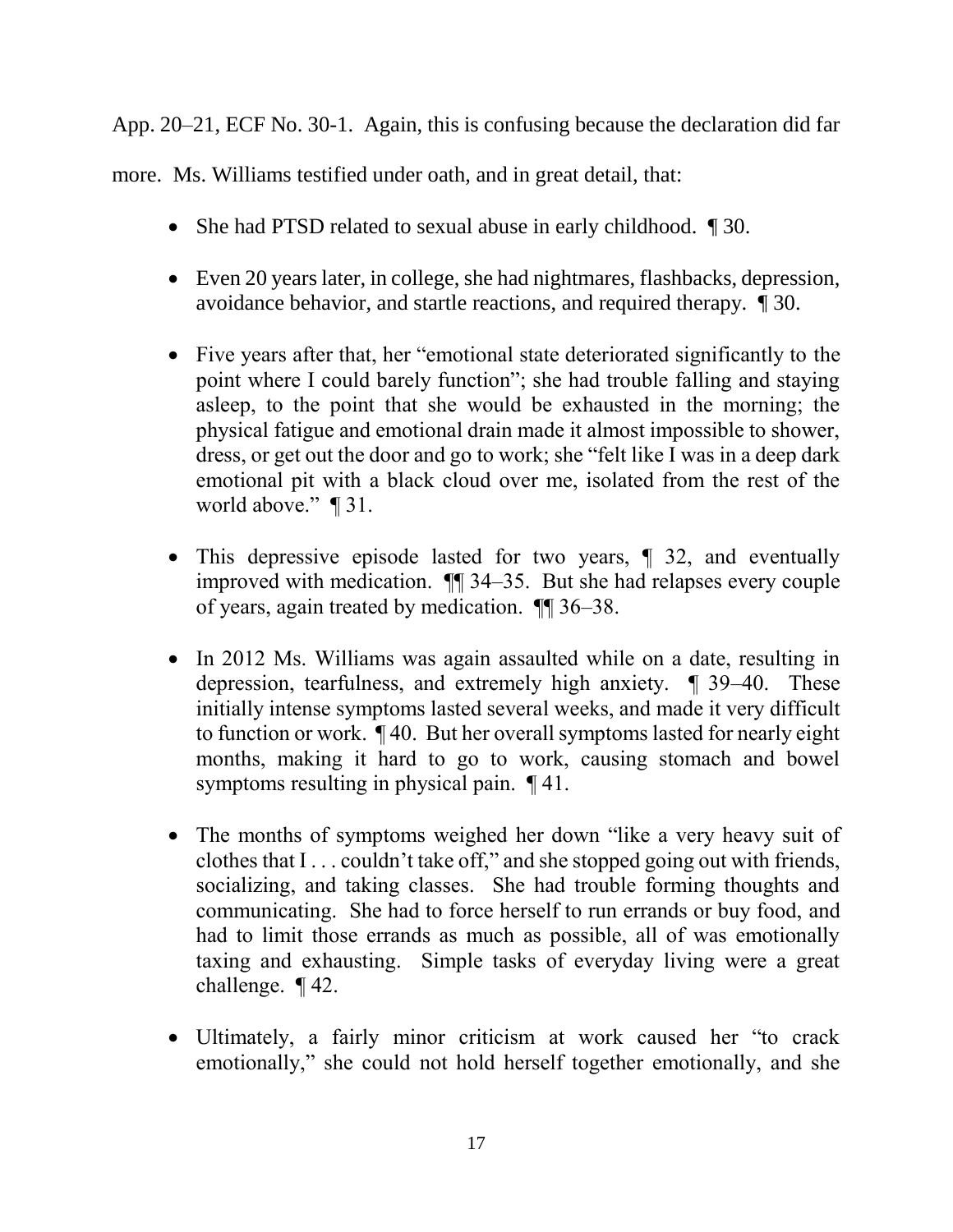App. 20–21, ECF No. 30-1. Again, this is confusing because the declaration did far more. Ms. Williams testified under oath, and in great detail, that:

- She had PTSD related to sexual abuse in early childhood. ¶ 30.
- Even 20 years later, in college, she had nightmares, flashbacks, depression, avoidance behavior, and startle reactions, and required therapy. ¶ 30.
- Five years after that, her "emotional state deteriorated significantly to the point where I could barely function"; she had trouble falling and staying asleep, to the point that she would be exhausted in the morning; the physical fatigue and emotional drain made it almost impossible to shower, dress, or get out the door and go to work; she "felt like I was in a deep dark emotional pit with a black cloud over me, isolated from the rest of the world above." ¶ 31.
- This depressive episode lasted for two years, ¶ 32, and eventually improved with medication. ¶¶ 34–35. But she had relapses every couple of years, again treated by medication. ¶¶ 36–38.
- In 2012 Ms. Williams was again assaulted while on a date, resulting in depression, tearfulness, and extremely high anxiety. ¶ 39–40. These initially intense symptoms lasted several weeks, and made it very difficult to function or work. ¶ 40. But her overall symptoms lasted for nearly eight months, making it hard to go to work, causing stomach and bowel symptoms resulting in physical pain. ¶ 41.
- The months of symptoms weighed her down "like a very heavy suit of clothes that I . . . couldn't take off," and she stopped going out with friends, socializing, and taking classes. She had trouble forming thoughts and communicating. She had to force herself to run errands or buy food, and had to limit those errands as much as possible, all of was emotionally taxing and exhausting. Simple tasks of everyday living were a great challenge. ¶ 42.
- Ultimately, a fairly minor criticism at work caused her "to crack emotionally," she could not hold herself together emotionally, and she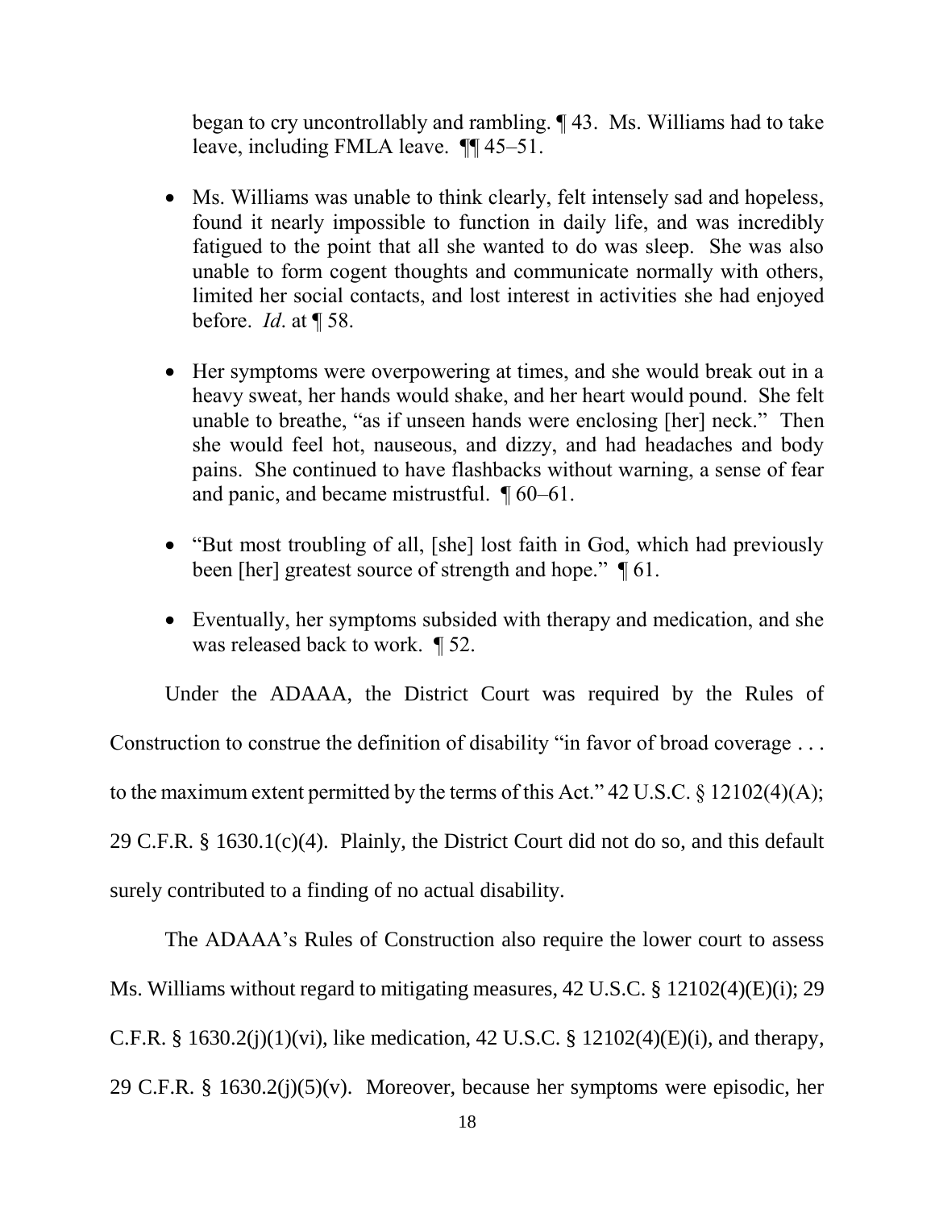began to cry uncontrollably and rambling. ¶ 43. Ms. Williams had to take leave, including FMLA leave. ¶¶ 45–51.

- Ms. Williams was unable to think clearly, felt intensely sad and hopeless, found it nearly impossible to function in daily life, and was incredibly fatigued to the point that all she wanted to do was sleep. She was also unable to form cogent thoughts and communicate normally with others, limited her social contacts, and lost interest in activities she had enjoyed before. *Id*. at ¶ 58.
- Her symptoms were overpowering at times, and she would break out in a heavy sweat, her hands would shake, and her heart would pound. She felt unable to breathe, "as if unseen hands were enclosing [her] neck." Then she would feel hot, nauseous, and dizzy, and had headaches and body pains. She continued to have flashbacks without warning, a sense of fear and panic, and became mistrustful. ¶ 60–61.
- "But most troubling of all, [she] lost faith in God, which had previously been [her] greatest source of strength and hope." ¶ 61.
- Eventually, her symptoms subsided with therapy and medication, and she was released back to work. ¶ 52.

Under the ADAAA, the District Court was required by the Rules of Construction to construe the definition of disability "in favor of broad coverage . . . to the maximum extent permitted by the terms of this Act." 42 U.S.C. § 12102(4)(A); 29 C.F.R. § 1630.1(c)(4). Plainly, the District Court did not do so, and this default surely contributed to a finding of no actual disability.

The ADAAA's Rules of Construction also require the lower court to assess Ms. Williams without regard to mitigating measures, 42 U.S.C. § 12102(4)(E)(i); 29 C.F.R. § 1630.2(j)(1)(vi), like medication, 42 U.S.C. § 12102(4)(E)(i), and therapy, 29 C.F.R. § 1630.2(j)(5)(v). Moreover, because her symptoms were episodic, her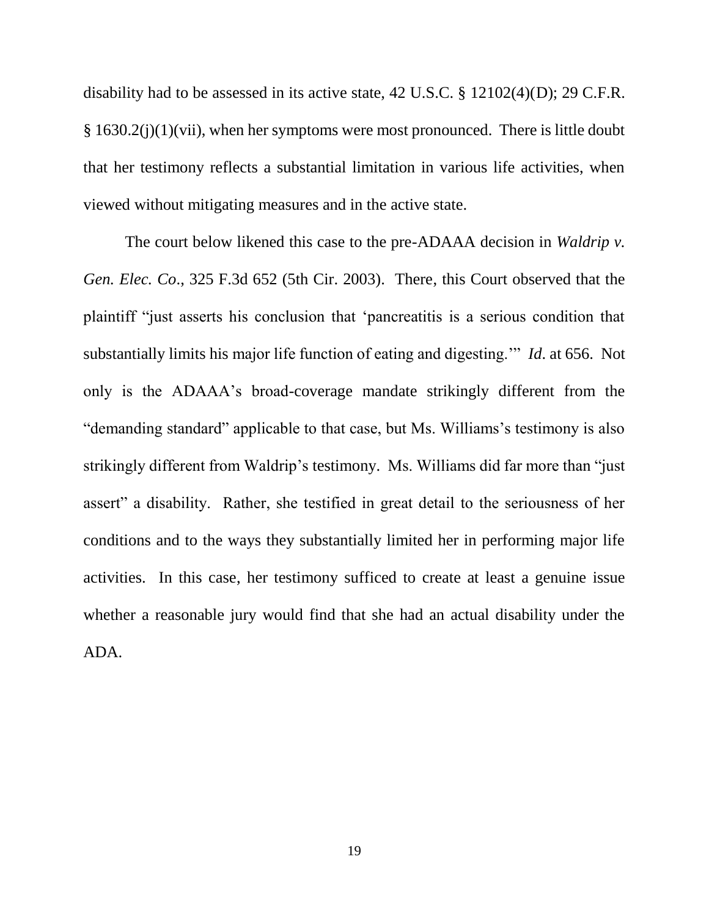disability had to be assessed in its active state, 42 U.S.C. § 12102(4)(D); 29 C.F.R. § 1630.2(j)(1)(vii), when her symptoms were most pronounced. There is little doubt that her testimony reflects a substantial limitation in various life activities, when viewed without mitigating measures and in the active state.

The court below likened this case to the pre-ADAAA decision in *Waldrip v. Gen. Elec. Co*., 325 F.3d 652 (5th Cir. 2003). There, this Court observed that the plaintiff "just asserts his conclusion that 'pancreatitis is a serious condition that substantially limits his major life function of eating and digesting.'" *Id.* at 656. Not only is the ADAAA's broad-coverage mandate strikingly different from the "demanding standard" applicable to that case, but Ms. Williams's testimony is also strikingly different from Waldrip's testimony. Ms. Williams did far more than "just assert" a disability. Rather, she testified in great detail to the seriousness of her conditions and to the ways they substantially limited her in performing major life activities. In this case, her testimony sufficed to create at least a genuine issue whether a reasonable jury would find that she had an actual disability under the ADA.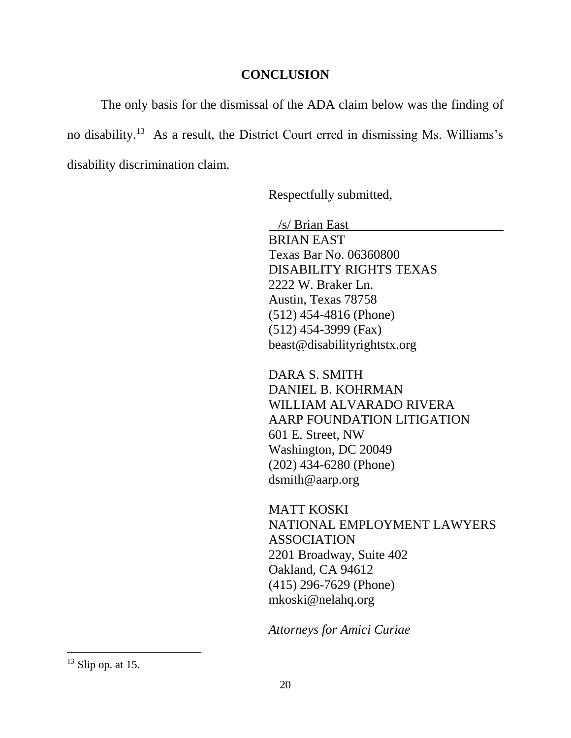## CONCLUSION

The only basis for the dismissal of the ADA claim below was the finding of no disability.[13] As a result, the District Court erred in dismissing Ms. Williams's disability discrimination claim.

Respectfully submitted,

/s/ Brian East
BRIAN EAST
Texas Bar No. 06360800
DISABILITY RIGHTS TEXAS
2222 W. Braker Ln.
Austin, Texas 78758
(512) 454-4816 (Phone)
(512) 454-3999 (Fax)
beast@disabilityrightstx.org

DARA S. SMITH
DANIEL B. KOHRMAN
WILLIAM ALVARADO RIVERA
AARP FOUNDATION LITIGATION
601 E. Street, NW
Washington, DC 20049
(202) 434-6280 (Phone)
dsmith@aarp.org

MATT KOSKI
NATIONAL EMPLOYMENT LAWYERS ASSOCIATION
2201 Broadway, Suite 402
Oakland, CA 94612
(415) 296-7629 (Phone)
mkoski@nelahq.org

*Attorneys for Amici Curiae*

---

[13] Slip op. at 15.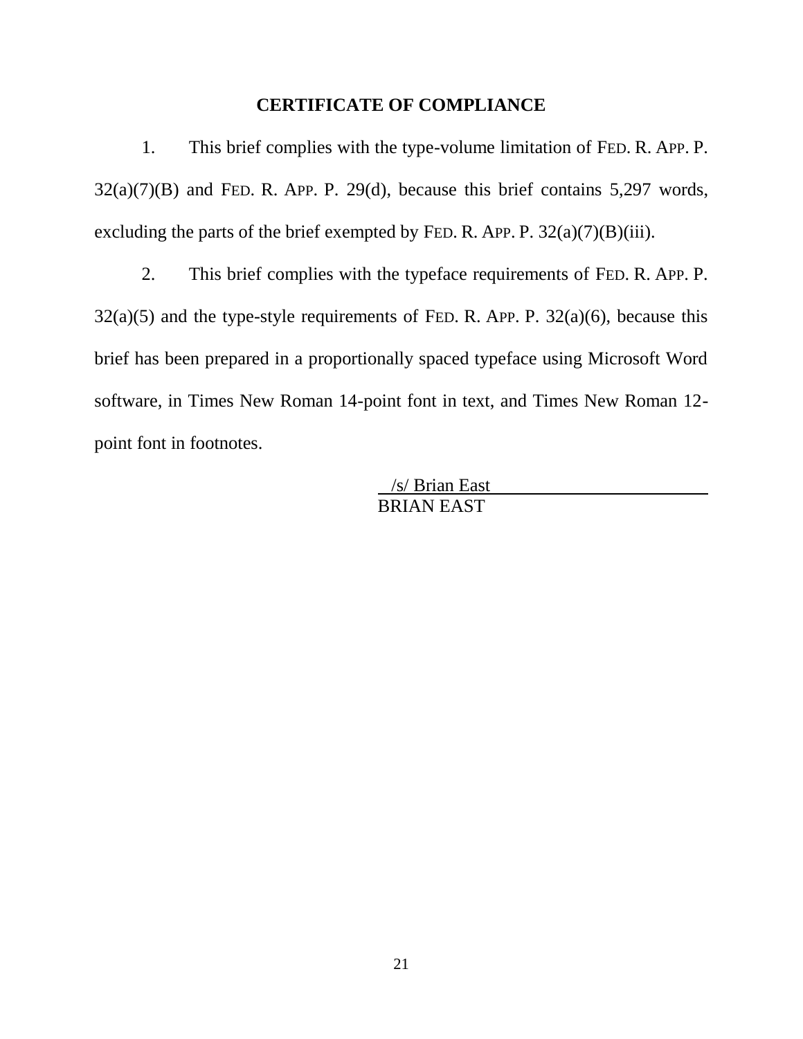## CERTIFICATE OF COMPLIANCE

1. This brief complies with the type-volume limitation of FED. R. APP. P. 32(a)(7)(B) and FED. R. APP. P. 29(d), because this brief contains 5,297 words, excluding the parts of the brief exempted by FED. R. APP. P. 32(a)(7)(B)(iii).

2. This brief complies with the typeface requirements of FED. R. APP. P. 32(a)(5) and the type-style requirements of FED. R. APP. P. 32(a)(6), because this brief has been prepared in a proportionally spaced typeface using Microsoft Word software, in Times New Roman 14-point font in text, and Times New Roman 12-point font in footnotes.

/s/ Brian East
BRIAN EAST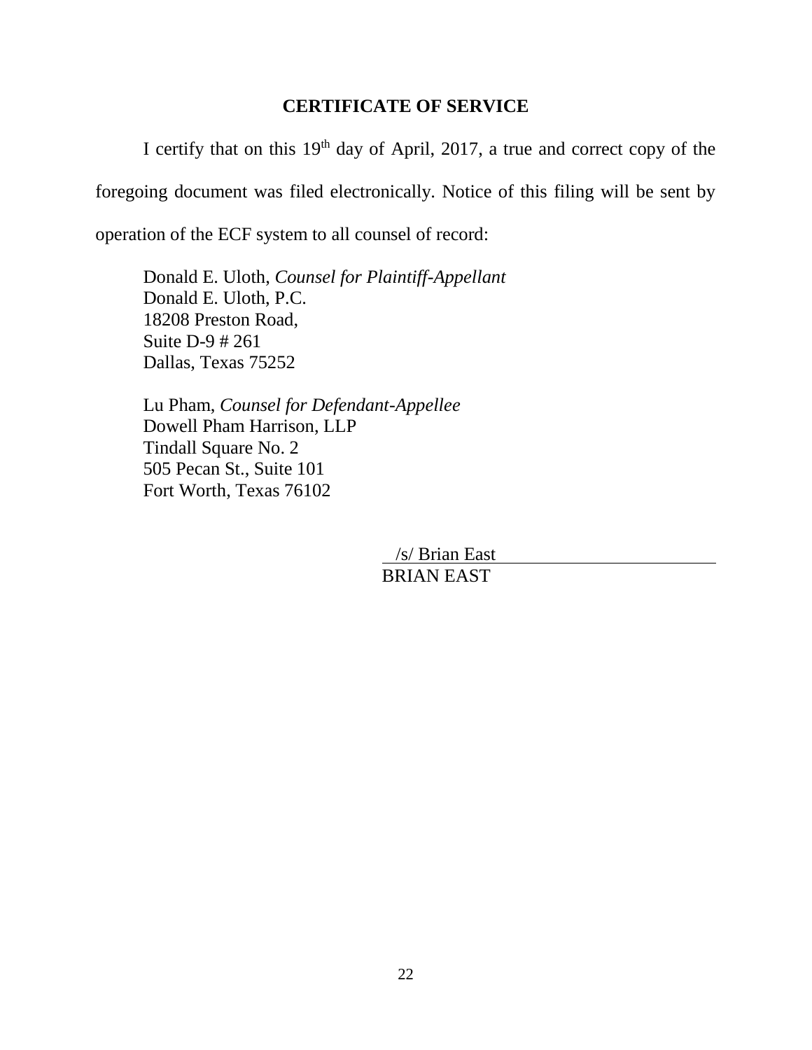## CERTIFICATE OF SERVICE

I certify that on this 19th day of April, 2017, a true and correct copy of the foregoing document was filed electronically. Notice of this filing will be sent by operation of the ECF system to all counsel of record:

Donald E. Uloth, *Counsel for Plaintiff-Appellant*
Donald E. Uloth, P.C.
18208 Preston Road,
Suite D-9 # 261
Dallas, Texas 75252

Lu Pham, *Counsel for Defendant-Appellee*
Dowell Pham Harrison, LLP
Tindall Square No. 2
505 Pecan St., Suite 101
Fort Worth, Texas 76102

/s/ Brian East
BRIAN EAST